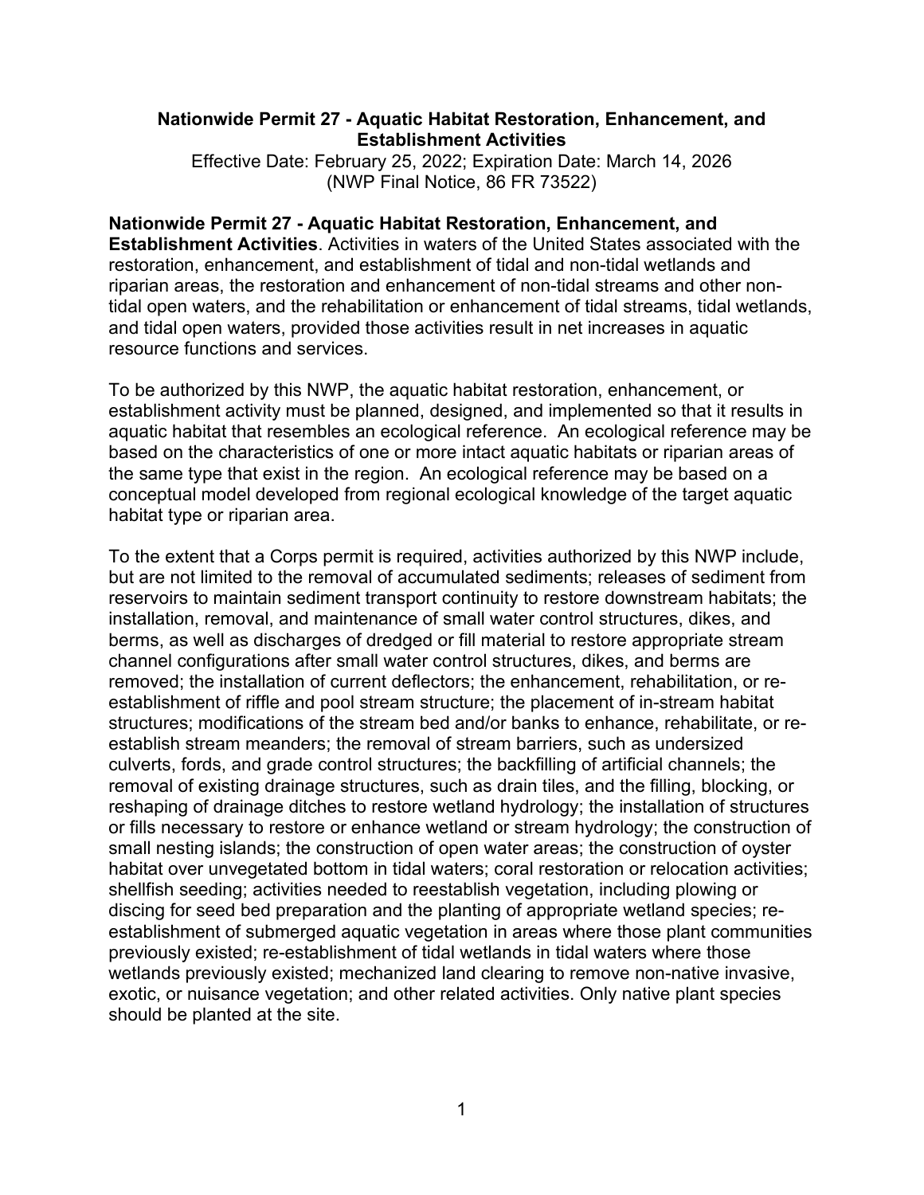## Nationwide Permit 27 - Aquatic Habitat Restoration, Enhancement, and Establishment Activities

Effective Date: February 25, 2022; Expiration Date: March 14, 2026
(NWP Final Notice, 86 FR 73522)

**Nationwide Permit 27 - Aquatic Habitat Restoration, Enhancement, and Establishment Activities**. Activities in waters of the United States associated with the restoration, enhancement, and establishment of tidal and non-tidal wetlands and riparian areas, the restoration and enhancement of non-tidal streams and other non-tidal open waters, and the rehabilitation or enhancement of tidal streams, tidal wetlands, and tidal open waters, provided those activities result in net increases in aquatic resource functions and services.

To be authorized by this NWP, the aquatic habitat restoration, enhancement, or establishment activity must be planned, designed, and implemented so that it results in aquatic habitat that resembles an ecological reference. An ecological reference may be based on the characteristics of one or more intact aquatic habitats or riparian areas of the same type that exist in the region. An ecological reference may be based on a conceptual model developed from regional ecological knowledge of the target aquatic habitat type or riparian area.

To the extent that a Corps permit is required, activities authorized by this NWP include, but are not limited to the removal of accumulated sediments; releases of sediment from reservoirs to maintain sediment transport continuity to restore downstream habitats; the installation, removal, and maintenance of small water control structures, dikes, and berms, as well as discharges of dredged or fill material to restore appropriate stream channel configurations after small water control structures, dikes, and berms are removed; the installation of current deflectors; the enhancement, rehabilitation, or re-establishment of riffle and pool stream structure; the placement of in-stream habitat structures; modifications of the stream bed and/or banks to enhance, rehabilitate, or re-establish stream meanders; the removal of stream barriers, such as undersized culverts, fords, and grade control structures; the backfilling of artificial channels; the removal of existing drainage structures, such as drain tiles, and the filling, blocking, or reshaping of drainage ditches to restore wetland hydrology; the installation of structures or fills necessary to restore or enhance wetland or stream hydrology; the construction of small nesting islands; the construction of open water areas; the construction of oyster habitat over unvegetated bottom in tidal waters; coral restoration or relocation activities; shellfish seeding; activities needed to reestablish vegetation, including plowing or discing for seed bed preparation and the planting of appropriate wetland species; re-establishment of submerged aquatic vegetation in areas where those plant communities previously existed; re-establishment of tidal wetlands in tidal waters where those wetlands previously existed; mechanized land clearing to remove non-native invasive, exotic, or nuisance vegetation; and other related activities. Only native plant species should be planted at the site.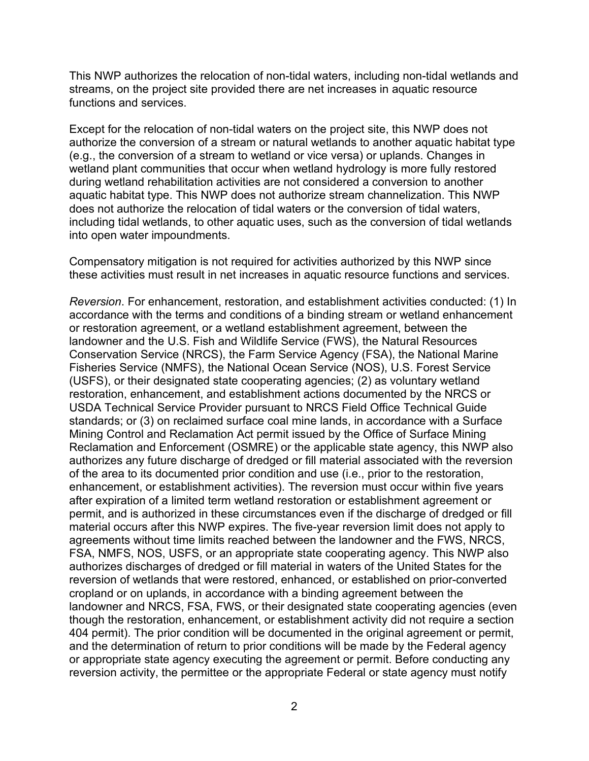This NWP authorizes the relocation of non-tidal waters, including non-tidal wetlands and streams, on the project site provided there are net increases in aquatic resource functions and services.

Except for the relocation of non-tidal waters on the project site, this NWP does not authorize the conversion of a stream or natural wetlands to another aquatic habitat type (e.g., the conversion of a stream to wetland or vice versa) or uplands. Changes in wetland plant communities that occur when wetland hydrology is more fully restored during wetland rehabilitation activities are not considered a conversion to another aquatic habitat type. This NWP does not authorize stream channelization. This NWP does not authorize the relocation of tidal waters or the conversion of tidal waters, including tidal wetlands, to other aquatic uses, such as the conversion of tidal wetlands into open water impoundments.

Compensatory mitigation is not required for activities authorized by this NWP since these activities must result in net increases in aquatic resource functions and services.

*Reversion*. For enhancement, restoration, and establishment activities conducted: (1) In accordance with the terms and conditions of a binding stream or wetland enhancement or restoration agreement, or a wetland establishment agreement, between the landowner and the U.S. Fish and Wildlife Service (FWS), the Natural Resources Conservation Service (NRCS), the Farm Service Agency (FSA), the National Marine Fisheries Service (NMFS), the National Ocean Service (NOS), U.S. Forest Service (USFS), or their designated state cooperating agencies; (2) as voluntary wetland restoration, enhancement, and establishment actions documented by the NRCS or USDA Technical Service Provider pursuant to NRCS Field Office Technical Guide standards; or (3) on reclaimed surface coal mine lands, in accordance with a Surface Mining Control and Reclamation Act permit issued by the Office of Surface Mining Reclamation and Enforcement (OSMRE) or the applicable state agency, this NWP also authorizes any future discharge of dredged or fill material associated with the reversion of the area to its documented prior condition and use (i.e., prior to the restoration, enhancement, or establishment activities). The reversion must occur within five years after expiration of a limited term wetland restoration or establishment agreement or permit, and is authorized in these circumstances even if the discharge of dredged or fill material occurs after this NWP expires. The five-year reversion limit does not apply to agreements without time limits reached between the landowner and the FWS, NRCS, FSA, NMFS, NOS, USFS, or an appropriate state cooperating agency. This NWP also authorizes discharges of dredged or fill material in waters of the United States for the reversion of wetlands that were restored, enhanced, or established on prior-converted cropland or on uplands, in accordance with a binding agreement between the landowner and NRCS, FSA, FWS, or their designated state cooperating agencies (even though the restoration, enhancement, or establishment activity did not require a section 404 permit). The prior condition will be documented in the original agreement or permit, and the determination of return to prior conditions will be made by the Federal agency or appropriate state agency executing the agreement or permit. Before conducting any reversion activity, the permittee or the appropriate Federal or state agency must notify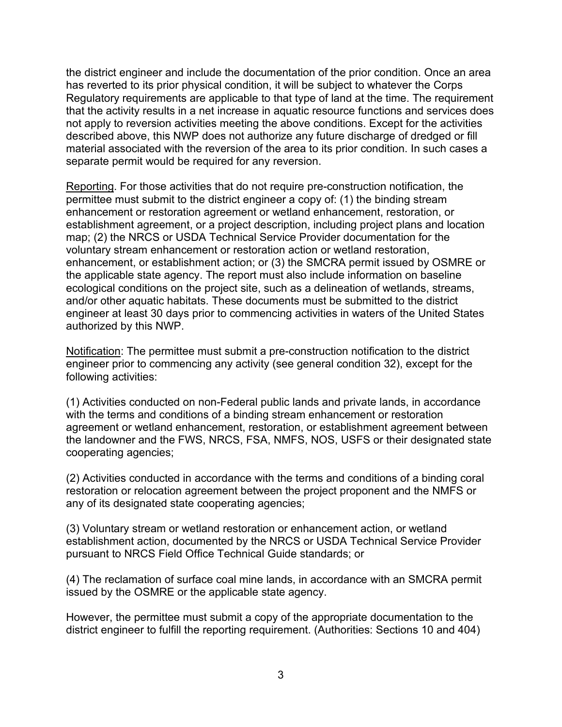the district engineer and include the documentation of the prior condition. Once an area has reverted to its prior physical condition, it will be subject to whatever the Corps Regulatory requirements are applicable to that type of land at the time. The requirement that the activity results in a net increase in aquatic resource functions and services does not apply to reversion activities meeting the above conditions. Except for the activities described above, this NWP does not authorize any future discharge of dredged or fill material associated with the reversion of the area to its prior condition. In such cases a separate permit would be required for any reversion.

Reporting. For those activities that do not require pre-construction notification, the permittee must submit to the district engineer a copy of: (1) the binding stream enhancement or restoration agreement or wetland enhancement, restoration, or establishment agreement, or a project description, including project plans and location map; (2) the NRCS or USDA Technical Service Provider documentation for the voluntary stream enhancement or restoration action or wetland restoration, enhancement, or establishment action; or (3) the SMCRA permit issued by OSMRE or the applicable state agency. The report must also include information on baseline ecological conditions on the project site, such as a delineation of wetlands, streams, and/or other aquatic habitats. These documents must be submitted to the district engineer at least 30 days prior to commencing activities in waters of the United States authorized by this NWP.

Notification: The permittee must submit a pre-construction notification to the district engineer prior to commencing any activity (see general condition 32), except for the following activities:

(1) Activities conducted on non-Federal public lands and private lands, in accordance with the terms and conditions of a binding stream enhancement or restoration agreement or wetland enhancement, restoration, or establishment agreement between the landowner and the FWS, NRCS, FSA, NMFS, NOS, USFS or their designated state cooperating agencies;

(2) Activities conducted in accordance with the terms and conditions of a binding coral restoration or relocation agreement between the project proponent and the NMFS or any of its designated state cooperating agencies;

(3) Voluntary stream or wetland restoration or enhancement action, or wetland establishment action, documented by the NRCS or USDA Technical Service Provider pursuant to NRCS Field Office Technical Guide standards; or

(4) The reclamation of surface coal mine lands, in accordance with an SMCRA permit issued by the OSMRE or the applicable state agency.

However, the permittee must submit a copy of the appropriate documentation to the district engineer to fulfill the reporting requirement. (Authorities: Sections 10 and 404)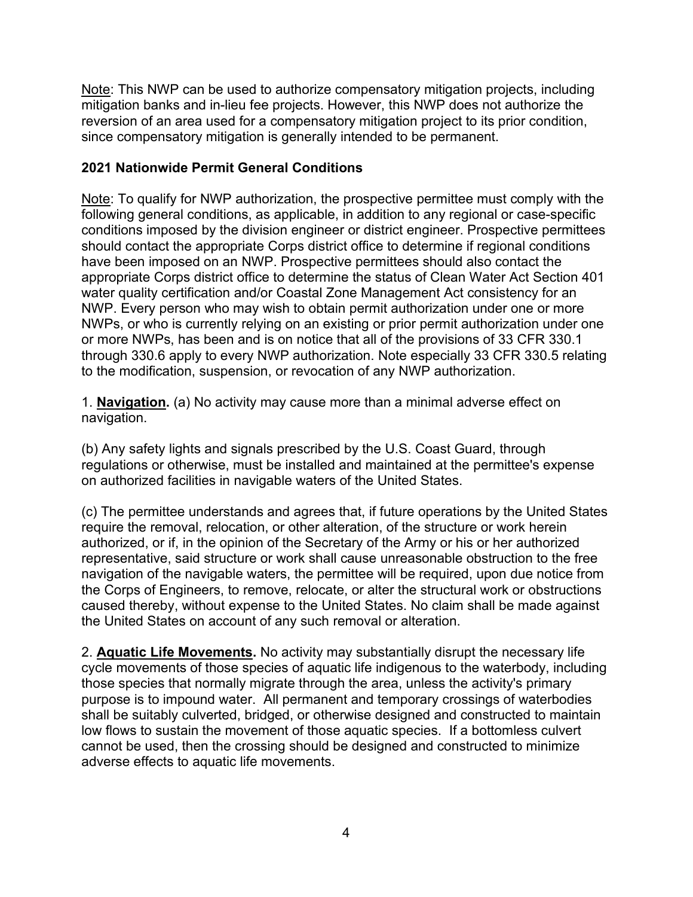Note: This NWP can be used to authorize compensatory mitigation projects, including mitigation banks and in-lieu fee projects. However, this NWP does not authorize the reversion of an area used for a compensatory mitigation project to its prior condition, since compensatory mitigation is generally intended to be permanent.

## 2021 Nationwide Permit General Conditions

Note: To qualify for NWP authorization, the prospective permittee must comply with the following general conditions, as applicable, in addition to any regional or case-specific conditions imposed by the division engineer or district engineer. Prospective permittees should contact the appropriate Corps district office to determine if regional conditions have been imposed on an NWP. Prospective permittees should also contact the appropriate Corps district office to determine the status of Clean Water Act Section 401 water quality certification and/or Coastal Zone Management Act consistency for an NWP. Every person who may wish to obtain permit authorization under one or more NWPs, or who is currently relying on an existing or prior permit authorization under one or more NWPs, has been and is on notice that all of the provisions of 33 CFR 330.1 through 330.6 apply to every NWP authorization. Note especially 33 CFR 330.5 relating to the modification, suspension, or revocation of any NWP authorization.

1. **Navigation.** (a) No activity may cause more than a minimal adverse effect on navigation.

(b) Any safety lights and signals prescribed by the U.S. Coast Guard, through regulations or otherwise, must be installed and maintained at the permittee's expense on authorized facilities in navigable waters of the United States.

(c) The permittee understands and agrees that, if future operations by the United States require the removal, relocation, or other alteration, of the structure or work herein authorized, or if, in the opinion of the Secretary of the Army or his or her authorized representative, said structure or work shall cause unreasonable obstruction to the free navigation of the navigable waters, the permittee will be required, upon due notice from the Corps of Engineers, to remove, relocate, or alter the structural work or obstructions caused thereby, without expense to the United States. No claim shall be made against the United States on account of any such removal or alteration.

2. **Aquatic Life Movements.** No activity may substantially disrupt the necessary life cycle movements of those species of aquatic life indigenous to the waterbody, including those species that normally migrate through the area, unless the activity's primary purpose is to impound water. All permanent and temporary crossings of waterbodies shall be suitably culverted, bridged, or otherwise designed and constructed to maintain low flows to sustain the movement of those aquatic species. If a bottomless culvert cannot be used, then the crossing should be designed and constructed to minimize adverse effects to aquatic life movements.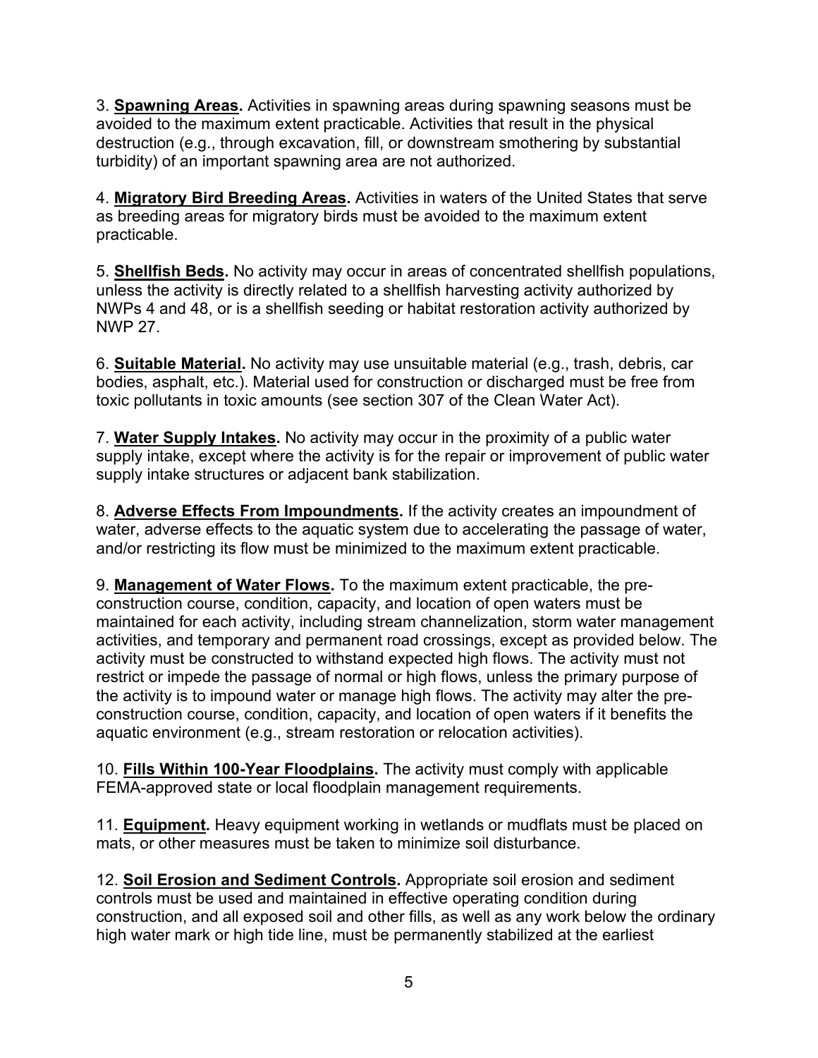3. **Spawning Areas.** Activities in spawning areas during spawning seasons must be avoided to the maximum extent practicable. Activities that result in the physical destruction (e.g., through excavation, fill, or downstream smothering by substantial turbidity) of an important spawning area are not authorized.

4. **Migratory Bird Breeding Areas.** Activities in waters of the United States that serve as breeding areas for migratory birds must be avoided to the maximum extent practicable.

5. **Shellfish Beds.** No activity may occur in areas of concentrated shellfish populations, unless the activity is directly related to a shellfish harvesting activity authorized by NWPs 4 and 48, or is a shellfish seeding or habitat restoration activity authorized by NWP 27.

6. **Suitable Material.** No activity may use unsuitable material (e.g., trash, debris, car bodies, asphalt, etc.). Material used for construction or discharged must be free from toxic pollutants in toxic amounts (see section 307 of the Clean Water Act).

7. **Water Supply Intakes.** No activity may occur in the proximity of a public water supply intake, except where the activity is for the repair or improvement of public water supply intake structures or adjacent bank stabilization.

8. **Adverse Effects From Impoundments.** If the activity creates an impoundment of water, adverse effects to the aquatic system due to accelerating the passage of water, and/or restricting its flow must be minimized to the maximum extent practicable.

9. **Management of Water Flows.** To the maximum extent practicable, the pre-construction course, condition, capacity, and location of open waters must be maintained for each activity, including stream channelization, storm water management activities, and temporary and permanent road crossings, except as provided below. The activity must be constructed to withstand expected high flows. The activity must not restrict or impede the passage of normal or high flows, unless the primary purpose of the activity is to impound water or manage high flows. The activity may alter the pre-construction course, condition, capacity, and location of open waters if it benefits the aquatic environment (e.g., stream restoration or relocation activities).

10. **Fills Within 100-Year Floodplains.** The activity must comply with applicable FEMA-approved state or local floodplain management requirements.

11. **Equipment.** Heavy equipment working in wetlands or mudflats must be placed on mats, or other measures must be taken to minimize soil disturbance.

12. **Soil Erosion and Sediment Controls.** Appropriate soil erosion and sediment controls must be used and maintained in effective operating condition during construction, and all exposed soil and other fills, as well as any work below the ordinary high water mark or high tide line, must be permanently stabilized at the earliest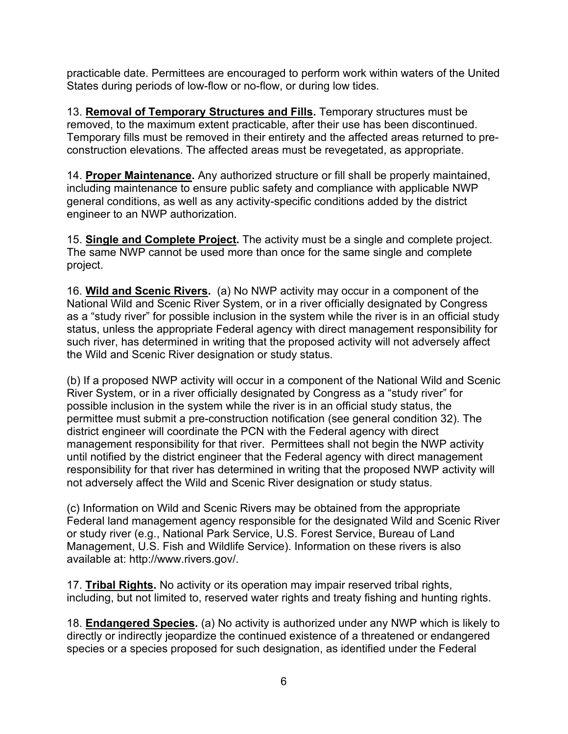practicable date. Permittees are encouraged to perform work within waters of the United States during periods of low-flow or no-flow, or during low tides.

13. **Removal of Temporary Structures and Fills.** Temporary structures must be removed, to the maximum extent practicable, after their use has been discontinued. Temporary fills must be removed in their entirety and the affected areas returned to pre-construction elevations. The affected areas must be revegetated, as appropriate.

14. **Proper Maintenance.** Any authorized structure or fill shall be properly maintained, including maintenance to ensure public safety and compliance with applicable NWP general conditions, as well as any activity-specific conditions added by the district engineer to an NWP authorization.

15. **Single and Complete Project.** The activity must be a single and complete project. The same NWP cannot be used more than once for the same single and complete project.

16. **Wild and Scenic Rivers.** (a) No NWP activity may occur in a component of the National Wild and Scenic River System, or in a river officially designated by Congress as a "study river" for possible inclusion in the system while the river is in an official study status, unless the appropriate Federal agency with direct management responsibility for such river, has determined in writing that the proposed activity will not adversely affect the Wild and Scenic River designation or study status.

(b) If a proposed NWP activity will occur in a component of the National Wild and Scenic River System, or in a river officially designated by Congress as a "study river" for possible inclusion in the system while the river is in an official study status, the permittee must submit a pre-construction notification (see general condition 32). The district engineer will coordinate the PCN with the Federal agency with direct management responsibility for that river. Permittees shall not begin the NWP activity until notified by the district engineer that the Federal agency with direct management responsibility for that river has determined in writing that the proposed NWP activity will not adversely affect the Wild and Scenic River designation or study status.

(c) Information on Wild and Scenic Rivers may be obtained from the appropriate Federal land management agency responsible for the designated Wild and Scenic River or study river (e.g., National Park Service, U.S. Forest Service, Bureau of Land Management, U.S. Fish and Wildlife Service). Information on these rivers is also available at: http://www.rivers.gov/.

17. **Tribal Rights.** No activity or its operation may impair reserved tribal rights, including, but not limited to, reserved water rights and treaty fishing and hunting rights.

18. **Endangered Species.** (a) No activity is authorized under any NWP which is likely to directly or indirectly jeopardize the continued existence of a threatened or endangered species or a species proposed for such designation, as identified under the Federal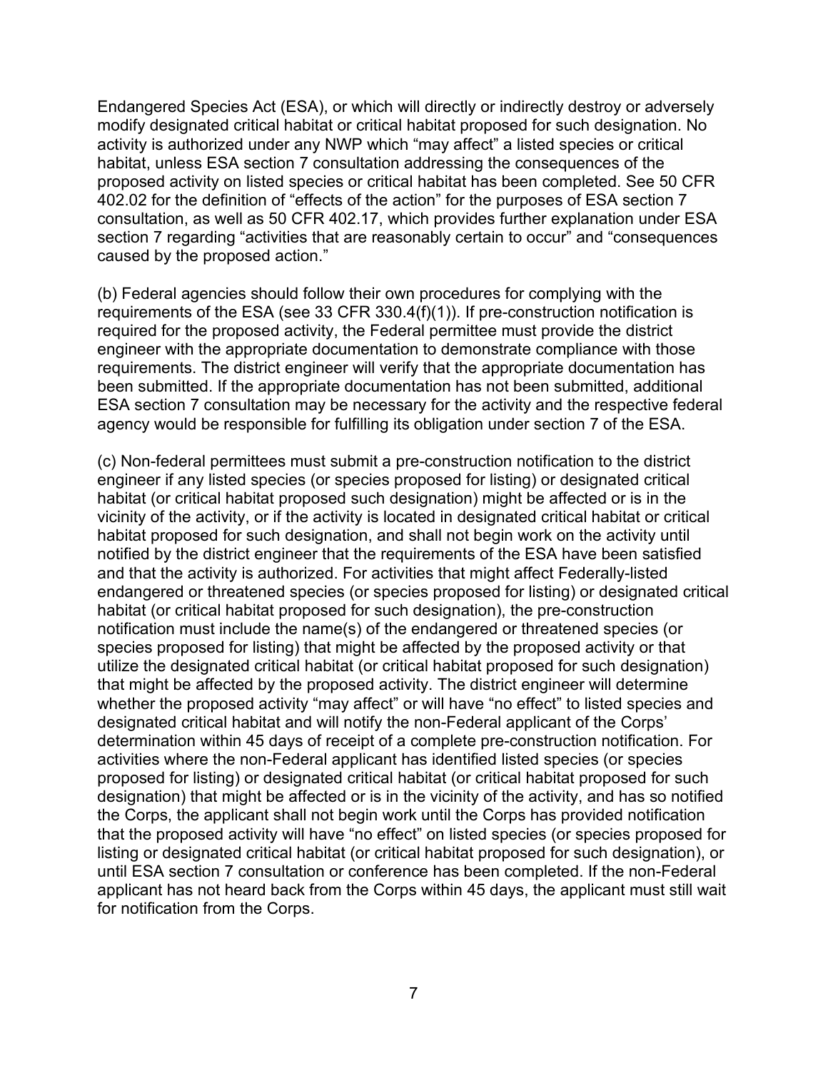Endangered Species Act (ESA), or which will directly or indirectly destroy or adversely modify designated critical habitat or critical habitat proposed for such designation. No activity is authorized under any NWP which "may affect" a listed species or critical habitat, unless ESA section 7 consultation addressing the consequences of the proposed activity on listed species or critical habitat has been completed. See 50 CFR 402.02 for the definition of "effects of the action" for the purposes of ESA section 7 consultation, as well as 50 CFR 402.17, which provides further explanation under ESA section 7 regarding "activities that are reasonably certain to occur" and "consequences caused by the proposed action."

(b) Federal agencies should follow their own procedures for complying with the requirements of the ESA (see 33 CFR 330.4(f)(1)). If pre-construction notification is required for the proposed activity, the Federal permittee must provide the district engineer with the appropriate documentation to demonstrate compliance with those requirements. The district engineer will verify that the appropriate documentation has been submitted. If the appropriate documentation has not been submitted, additional ESA section 7 consultation may be necessary for the activity and the respective federal agency would be responsible for fulfilling its obligation under section 7 of the ESA.

(c) Non-federal permittees must submit a pre-construction notification to the district engineer if any listed species (or species proposed for listing) or designated critical habitat (or critical habitat proposed such designation) might be affected or is in the vicinity of the activity, or if the activity is located in designated critical habitat or critical habitat proposed for such designation, and shall not begin work on the activity until notified by the district engineer that the requirements of the ESA have been satisfied and that the activity is authorized. For activities that might affect Federally-listed endangered or threatened species (or species proposed for listing) or designated critical habitat (or critical habitat proposed for such designation), the pre-construction notification must include the name(s) of the endangered or threatened species (or species proposed for listing) that might be affected by the proposed activity or that utilize the designated critical habitat (or critical habitat proposed for such designation) that might be affected by the proposed activity. The district engineer will determine whether the proposed activity "may affect" or will have "no effect" to listed species and designated critical habitat and will notify the non-Federal applicant of the Corps' determination within 45 days of receipt of a complete pre-construction notification. For activities where the non-Federal applicant has identified listed species (or species proposed for listing) or designated critical habitat (or critical habitat proposed for such designation) that might be affected or is in the vicinity of the activity, and has so notified the Corps, the applicant shall not begin work until the Corps has provided notification that the proposed activity will have "no effect" on listed species (or species proposed for listing or designated critical habitat (or critical habitat proposed for such designation), or until ESA section 7 consultation or conference has been completed. If the non-Federal applicant has not heard back from the Corps within 45 days, the applicant must still wait for notification from the Corps.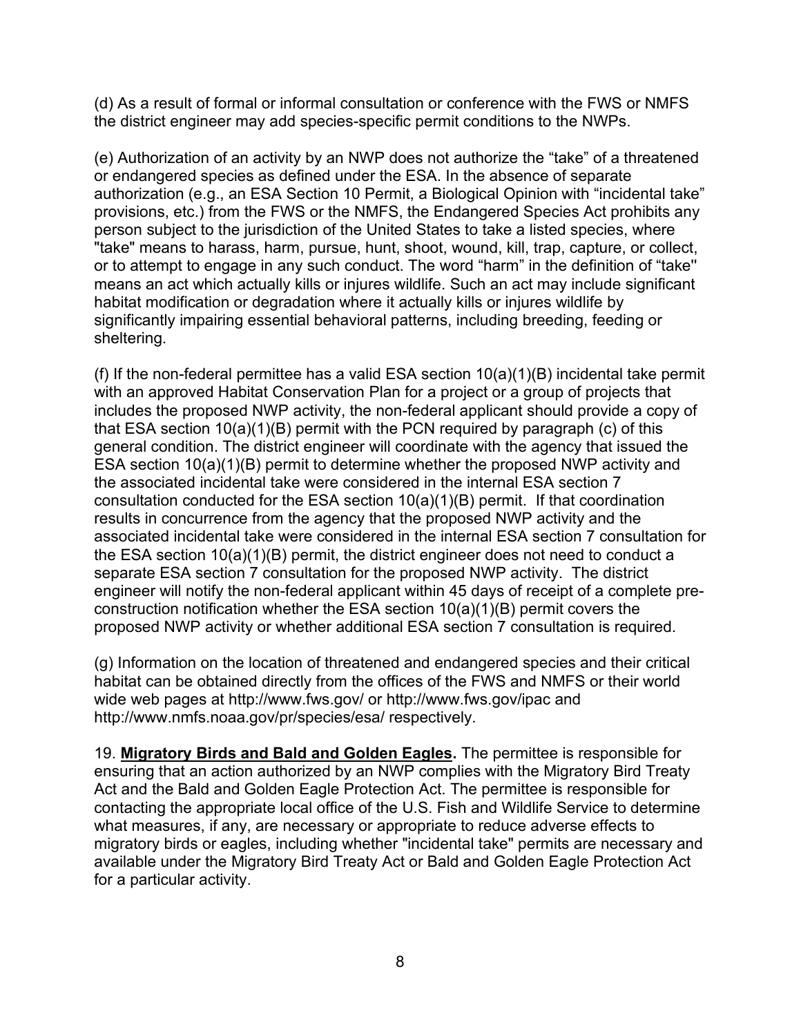(d) As a result of formal or informal consultation or conference with the FWS or NMFS the district engineer may add species-specific permit conditions to the NWPs.

(e) Authorization of an activity by an NWP does not authorize the "take" of a threatened or endangered species as defined under the ESA. In the absence of separate authorization (e.g., an ESA Section 10 Permit, a Biological Opinion with "incidental take" provisions, etc.) from the FWS or the NMFS, the Endangered Species Act prohibits any person subject to the jurisdiction of the United States to take a listed species, where "take" means to harass, harm, pursue, hunt, shoot, wound, kill, trap, capture, or collect, or to attempt to engage in any such conduct. The word "harm" in the definition of "take'' means an act which actually kills or injures wildlife. Such an act may include significant habitat modification or degradation where it actually kills or injures wildlife by significantly impairing essential behavioral patterns, including breeding, feeding or sheltering.

(f) If the non-federal permittee has a valid ESA section 10(a)(1)(B) incidental take permit with an approved Habitat Conservation Plan for a project or a group of projects that includes the proposed NWP activity, the non-federal applicant should provide a copy of that ESA section 10(a)(1)(B) permit with the PCN required by paragraph (c) of this general condition. The district engineer will coordinate with the agency that issued the ESA section 10(a)(1)(B) permit to determine whether the proposed NWP activity and the associated incidental take were considered in the internal ESA section 7 consultation conducted for the ESA section 10(a)(1)(B) permit. If that coordination results in concurrence from the agency that the proposed NWP activity and the associated incidental take were considered in the internal ESA section 7 consultation for the ESA section 10(a)(1)(B) permit, the district engineer does not need to conduct a separate ESA section 7 consultation for the proposed NWP activity. The district engineer will notify the non-federal applicant within 45 days of receipt of a complete pre-construction notification whether the ESA section 10(a)(1)(B) permit covers the proposed NWP activity or whether additional ESA section 7 consultation is required.

(g) Information on the location of threatened and endangered species and their critical habitat can be obtained directly from the offices of the FWS and NMFS or their world wide web pages at http://www.fws.gov/ or http://www.fws.gov/ipac and http://www.nmfs.noaa.gov/pr/species/esa/ respectively.

19. **Migratory Birds and Bald and Golden Eagles.** The permittee is responsible for ensuring that an action authorized by an NWP complies with the Migratory Bird Treaty Act and the Bald and Golden Eagle Protection Act. The permittee is responsible for contacting the appropriate local office of the U.S. Fish and Wildlife Service to determine what measures, if any, are necessary or appropriate to reduce adverse effects to migratory birds or eagles, including whether "incidental take" permits are necessary and available under the Migratory Bird Treaty Act or Bald and Golden Eagle Protection Act for a particular activity.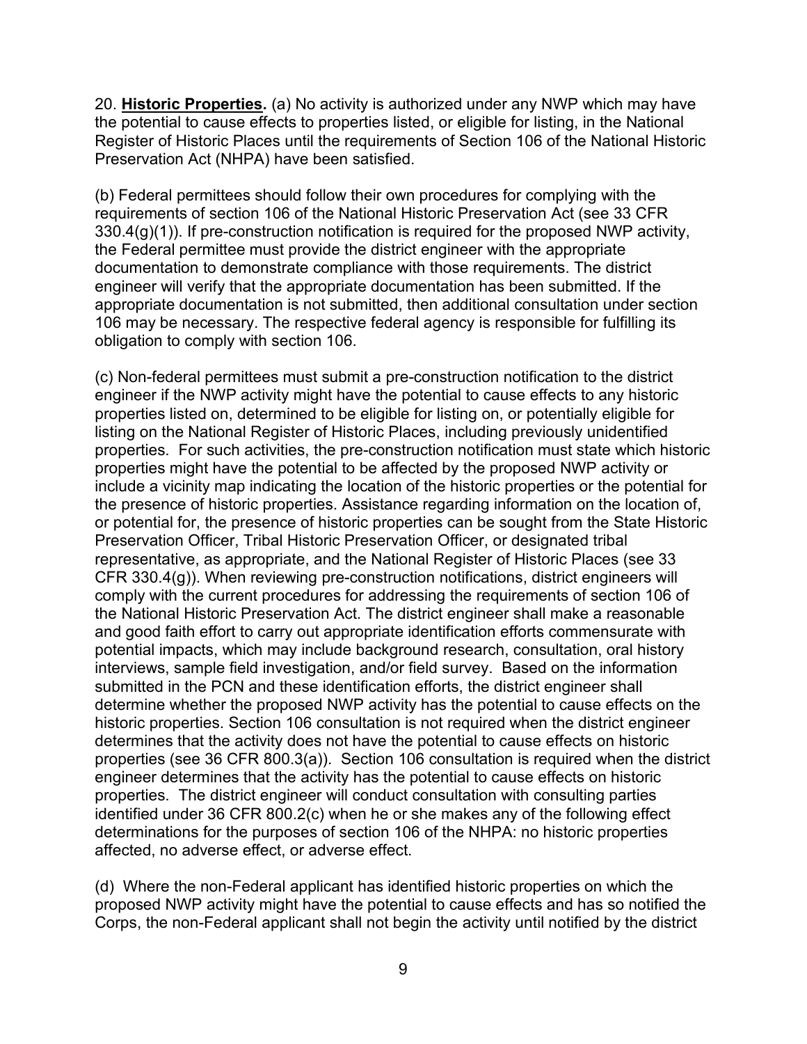20. **Historic Properties.** (a) No activity is authorized under any NWP which may have the potential to cause effects to properties listed, or eligible for listing, in the National Register of Historic Places until the requirements of Section 106 of the National Historic Preservation Act (NHPA) have been satisfied.

(b) Federal permittees should follow their own procedures for complying with the requirements of section 106 of the National Historic Preservation Act (see 33 CFR 330.4(g)(1)). If pre-construction notification is required for the proposed NWP activity, the Federal permittee must provide the district engineer with the appropriate documentation to demonstrate compliance with those requirements. The district engineer will verify that the appropriate documentation has been submitted. If the appropriate documentation is not submitted, then additional consultation under section 106 may be necessary. The respective federal agency is responsible for fulfilling its obligation to comply with section 106.

(c) Non-federal permittees must submit a pre-construction notification to the district engineer if the NWP activity might have the potential to cause effects to any historic properties listed on, determined to be eligible for listing on, or potentially eligible for listing on the National Register of Historic Places, including previously unidentified properties. For such activities, the pre-construction notification must state which historic properties might have the potential to be affected by the proposed NWP activity or include a vicinity map indicating the location of the historic properties or the potential for the presence of historic properties. Assistance regarding information on the location of, or potential for, the presence of historic properties can be sought from the State Historic Preservation Officer, Tribal Historic Preservation Officer, or designated tribal representative, as appropriate, and the National Register of Historic Places (see 33 CFR 330.4(g)). When reviewing pre-construction notifications, district engineers will comply with the current procedures for addressing the requirements of section 106 of the National Historic Preservation Act. The district engineer shall make a reasonable and good faith effort to carry out appropriate identification efforts commensurate with potential impacts, which may include background research, consultation, oral history interviews, sample field investigation, and/or field survey. Based on the information submitted in the PCN and these identification efforts, the district engineer shall determine whether the proposed NWP activity has the potential to cause effects on the historic properties. Section 106 consultation is not required when the district engineer determines that the activity does not have the potential to cause effects on historic properties (see 36 CFR 800.3(a)). Section 106 consultation is required when the district engineer determines that the activity has the potential to cause effects on historic properties. The district engineer will conduct consultation with consulting parties identified under 36 CFR 800.2(c) when he or she makes any of the following effect determinations for the purposes of section 106 of the NHPA: no historic properties affected, no adverse effect, or adverse effect.

(d) Where the non-Federal applicant has identified historic properties on which the proposed NWP activity might have the potential to cause effects and has so notified the Corps, the non-Federal applicant shall not begin the activity until notified by the district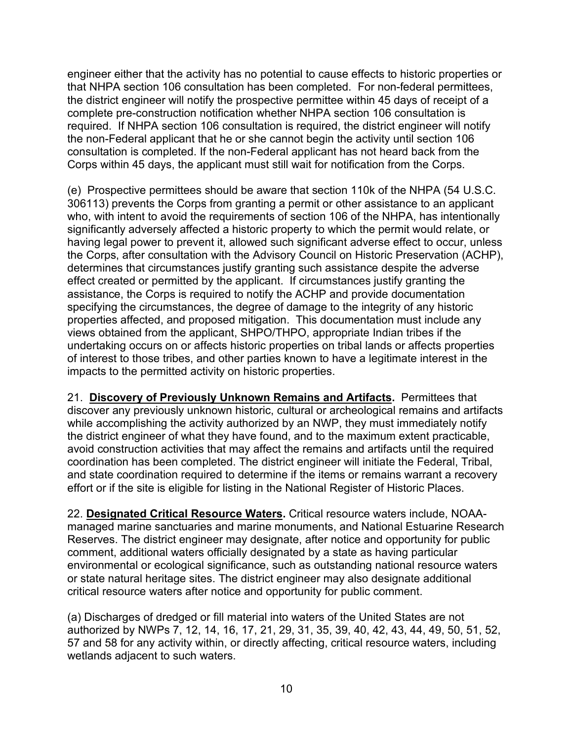engineer either that the activity has no potential to cause effects to historic properties or that NHPA section 106 consultation has been completed. For non-federal permittees, the district engineer will notify the prospective permittee within 45 days of receipt of a complete pre-construction notification whether NHPA section 106 consultation is required. If NHPA section 106 consultation is required, the district engineer will notify the non-Federal applicant that he or she cannot begin the activity until section 106 consultation is completed. If the non-Federal applicant has not heard back from the Corps within 45 days, the applicant must still wait for notification from the Corps.

(e) Prospective permittees should be aware that section 110k of the NHPA (54 U.S.C. 306113) prevents the Corps from granting a permit or other assistance to an applicant who, with intent to avoid the requirements of section 106 of the NHPA, has intentionally significantly adversely affected a historic property to which the permit would relate, or having legal power to prevent it, allowed such significant adverse effect to occur, unless the Corps, after consultation with the Advisory Council on Historic Preservation (ACHP), determines that circumstances justify granting such assistance despite the adverse effect created or permitted by the applicant. If circumstances justify granting the assistance, the Corps is required to notify the ACHP and provide documentation specifying the circumstances, the degree of damage to the integrity of any historic properties affected, and proposed mitigation. This documentation must include any views obtained from the applicant, SHPO/THPO, appropriate Indian tribes if the undertaking occurs on or affects historic properties on tribal lands or affects properties of interest to those tribes, and other parties known to have a legitimate interest in the impacts to the permitted activity on historic properties.

21. **Discovery of Previously Unknown Remains and Artifacts.** Permittees that discover any previously unknown historic, cultural or archeological remains and artifacts while accomplishing the activity authorized by an NWP, they must immediately notify the district engineer of what they have found, and to the maximum extent practicable, avoid construction activities that may affect the remains and artifacts until the required coordination has been completed. The district engineer will initiate the Federal, Tribal, and state coordination required to determine if the items or remains warrant a recovery effort or if the site is eligible for listing in the National Register of Historic Places.

22. **Designated Critical Resource Waters.** Critical resource waters include, NOAA-managed marine sanctuaries and marine monuments, and National Estuarine Research Reserves. The district engineer may designate, after notice and opportunity for public comment, additional waters officially designated by a state as having particular environmental or ecological significance, such as outstanding national resource waters or state natural heritage sites. The district engineer may also designate additional critical resource waters after notice and opportunity for public comment.

(a) Discharges of dredged or fill material into waters of the United States are not authorized by NWPs 7, 12, 14, 16, 17, 21, 29, 31, 35, 39, 40, 42, 43, 44, 49, 50, 51, 52, 57 and 58 for any activity within, or directly affecting, critical resource waters, including wetlands adjacent to such waters.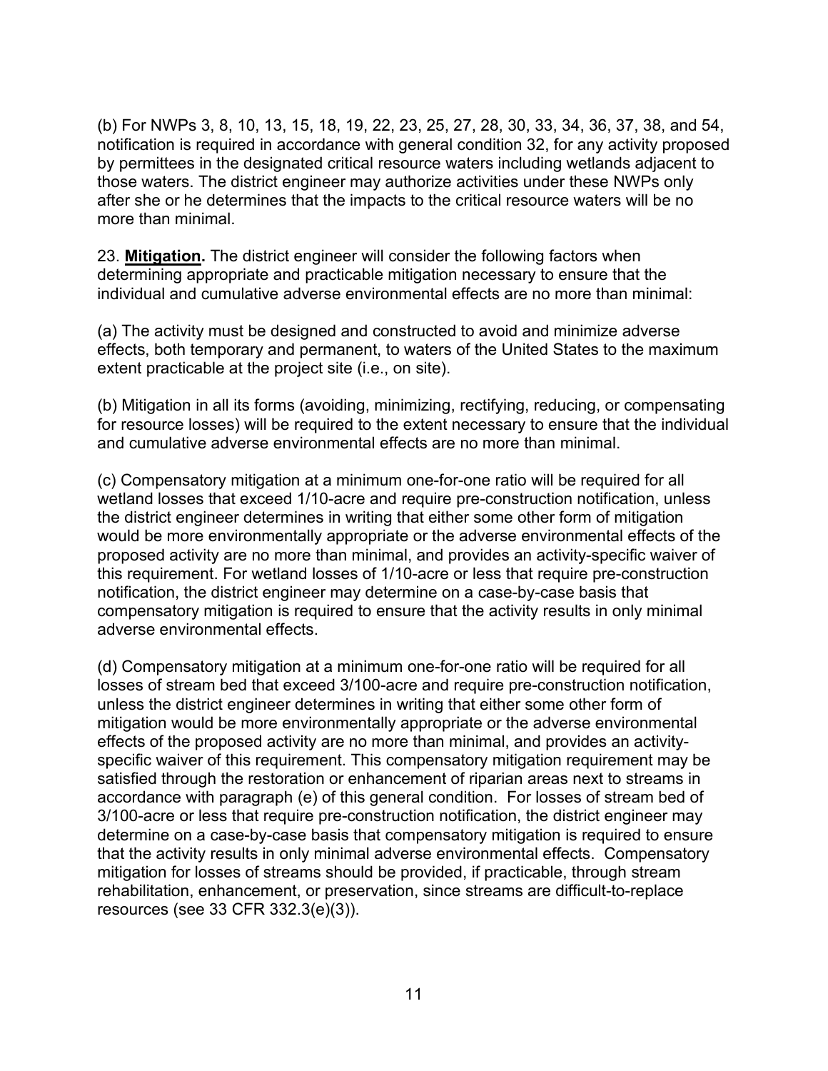(b) For NWPs 3, 8, 10, 13, 15, 18, 19, 22, 23, 25, 27, 28, 30, 33, 34, 36, 37, 38, and 54, notification is required in accordance with general condition 32, for any activity proposed by permittees in the designated critical resource waters including wetlands adjacent to those waters. The district engineer may authorize activities under these NWPs only after she or he determines that the impacts to the critical resource waters will be no more than minimal.

23. **Mitigation.** The district engineer will consider the following factors when determining appropriate and practicable mitigation necessary to ensure that the individual and cumulative adverse environmental effects are no more than minimal:

(a) The activity must be designed and constructed to avoid and minimize adverse effects, both temporary and permanent, to waters of the United States to the maximum extent practicable at the project site (i.e., on site).

(b) Mitigation in all its forms (avoiding, minimizing, rectifying, reducing, or compensating for resource losses) will be required to the extent necessary to ensure that the individual and cumulative adverse environmental effects are no more than minimal.

(c) Compensatory mitigation at a minimum one-for-one ratio will be required for all wetland losses that exceed 1/10-acre and require pre-construction notification, unless the district engineer determines in writing that either some other form of mitigation would be more environmentally appropriate or the adverse environmental effects of the proposed activity are no more than minimal, and provides an activity-specific waiver of this requirement. For wetland losses of 1/10-acre or less that require pre-construction notification, the district engineer may determine on a case-by-case basis that compensatory mitigation is required to ensure that the activity results in only minimal adverse environmental effects.

(d) Compensatory mitigation at a minimum one-for-one ratio will be required for all losses of stream bed that exceed 3/100-acre and require pre-construction notification, unless the district engineer determines in writing that either some other form of mitigation would be more environmentally appropriate or the adverse environmental effects of the proposed activity are no more than minimal, and provides an activity-specific waiver of this requirement. This compensatory mitigation requirement may be satisfied through the restoration or enhancement of riparian areas next to streams in accordance with paragraph (e) of this general condition. For losses of stream bed of 3/100-acre or less that require pre-construction notification, the district engineer may determine on a case-by-case basis that compensatory mitigation is required to ensure that the activity results in only minimal adverse environmental effects. Compensatory mitigation for losses of streams should be provided, if practicable, through stream rehabilitation, enhancement, or preservation, since streams are difficult-to-replace resources (see 33 CFR 332.3(e)(3)).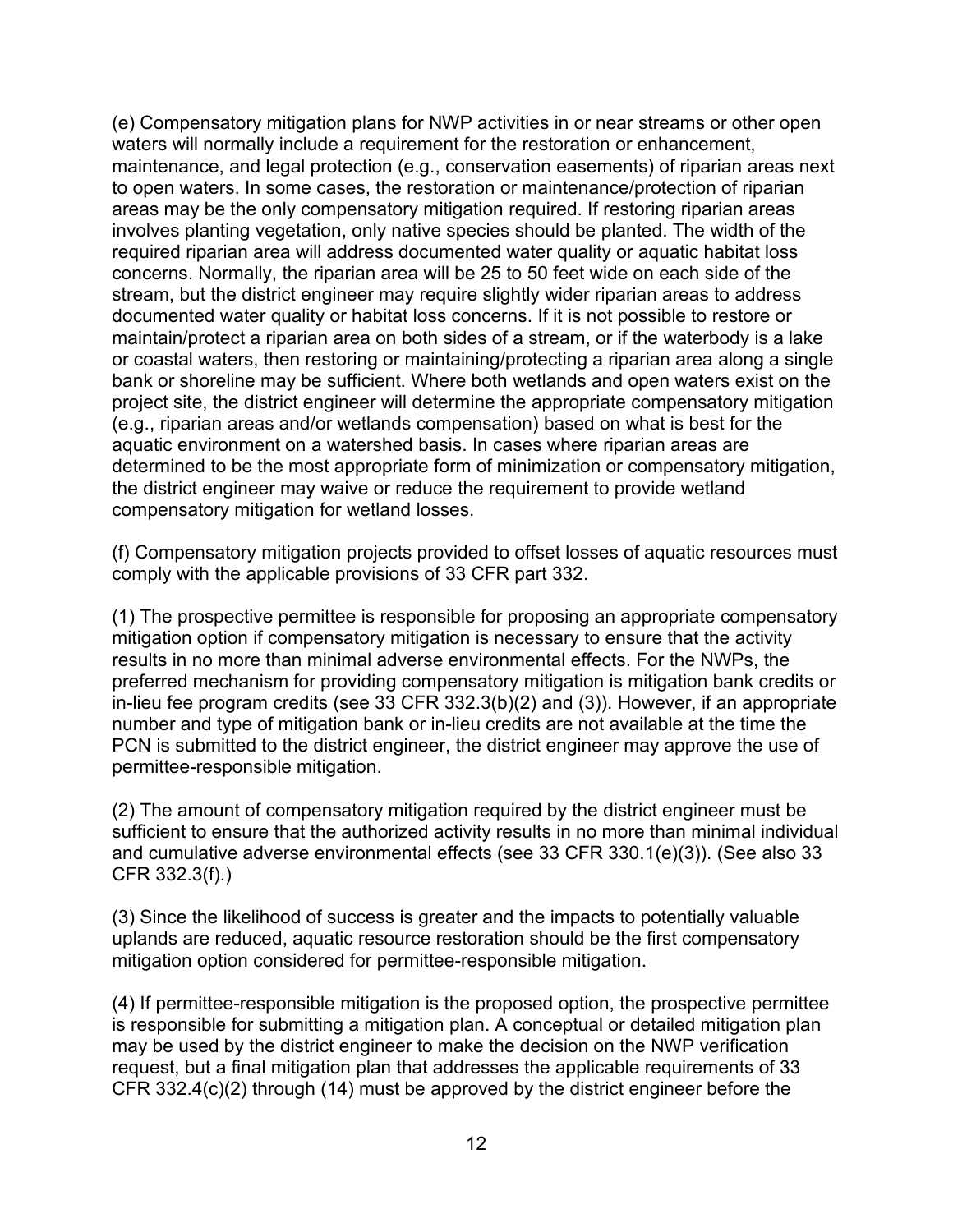(e) Compensatory mitigation plans for NWP activities in or near streams or other open waters will normally include a requirement for the restoration or enhancement, maintenance, and legal protection (e.g., conservation easements) of riparian areas next to open waters. In some cases, the restoration or maintenance/protection of riparian areas may be the only compensatory mitigation required. If restoring riparian areas involves planting vegetation, only native species should be planted. The width of the required riparian area will address documented water quality or aquatic habitat loss concerns. Normally, the riparian area will be 25 to 50 feet wide on each side of the stream, but the district engineer may require slightly wider riparian areas to address documented water quality or habitat loss concerns. If it is not possible to restore or maintain/protect a riparian area on both sides of a stream, or if the waterbody is a lake or coastal waters, then restoring or maintaining/protecting a riparian area along a single bank or shoreline may be sufficient. Where both wetlands and open waters exist on the project site, the district engineer will determine the appropriate compensatory mitigation (e.g., riparian areas and/or wetlands compensation) based on what is best for the aquatic environment on a watershed basis. In cases where riparian areas are determined to be the most appropriate form of minimization or compensatory mitigation, the district engineer may waive or reduce the requirement to provide wetland compensatory mitigation for wetland losses.

(f) Compensatory mitigation projects provided to offset losses of aquatic resources must comply with the applicable provisions of 33 CFR part 332.

(1) The prospective permittee is responsible for proposing an appropriate compensatory mitigation option if compensatory mitigation is necessary to ensure that the activity results in no more than minimal adverse environmental effects. For the NWPs, the preferred mechanism for providing compensatory mitigation is mitigation bank credits or in-lieu fee program credits (see 33 CFR 332.3(b)(2) and (3)). However, if an appropriate number and type of mitigation bank or in-lieu credits are not available at the time the PCN is submitted to the district engineer, the district engineer may approve the use of permittee-responsible mitigation.

(2) The amount of compensatory mitigation required by the district engineer must be sufficient to ensure that the authorized activity results in no more than minimal individual and cumulative adverse environmental effects (see 33 CFR 330.1(e)(3)). (See also 33 CFR 332.3(f).)

(3) Since the likelihood of success is greater and the impacts to potentially valuable uplands are reduced, aquatic resource restoration should be the first compensatory mitigation option considered for permittee-responsible mitigation.

(4) If permittee-responsible mitigation is the proposed option, the prospective permittee is responsible for submitting a mitigation plan. A conceptual or detailed mitigation plan may be used by the district engineer to make the decision on the NWP verification request, but a final mitigation plan that addresses the applicable requirements of 33 CFR 332.4(c)(2) through (14) must be approved by the district engineer before the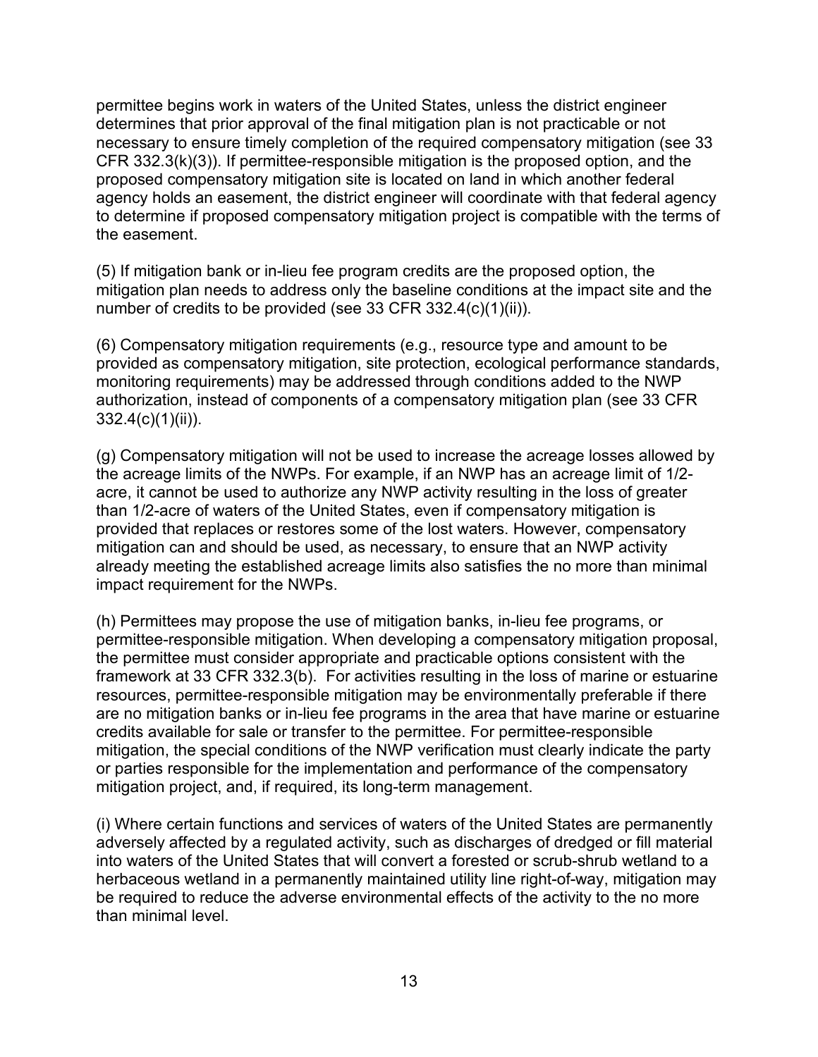permittee begins work in waters of the United States, unless the district engineer determines that prior approval of the final mitigation plan is not practicable or not necessary to ensure timely completion of the required compensatory mitigation (see 33 CFR 332.3(k)(3)). If permittee-responsible mitigation is the proposed option, and the proposed compensatory mitigation site is located on land in which another federal agency holds an easement, the district engineer will coordinate with that federal agency to determine if proposed compensatory mitigation project is compatible with the terms of the easement.

(5) If mitigation bank or in-lieu fee program credits are the proposed option, the mitigation plan needs to address only the baseline conditions at the impact site and the number of credits to be provided (see 33 CFR 332.4(c)(1)(ii)).

(6) Compensatory mitigation requirements (e.g., resource type and amount to be provided as compensatory mitigation, site protection, ecological performance standards, monitoring requirements) may be addressed through conditions added to the NWP authorization, instead of components of a compensatory mitigation plan (see 33 CFR 332.4(c)(1)(ii)).

(g) Compensatory mitigation will not be used to increase the acreage losses allowed by the acreage limits of the NWPs. For example, if an NWP has an acreage limit of 1/2-acre, it cannot be used to authorize any NWP activity resulting in the loss of greater than 1/2-acre of waters of the United States, even if compensatory mitigation is provided that replaces or restores some of the lost waters. However, compensatory mitigation can and should be used, as necessary, to ensure that an NWP activity already meeting the established acreage limits also satisfies the no more than minimal impact requirement for the NWPs.

(h) Permittees may propose the use of mitigation banks, in-lieu fee programs, or permittee-responsible mitigation. When developing a compensatory mitigation proposal, the permittee must consider appropriate and practicable options consistent with the framework at 33 CFR 332.3(b). For activities resulting in the loss of marine or estuarine resources, permittee-responsible mitigation may be environmentally preferable if there are no mitigation banks or in-lieu fee programs in the area that have marine or estuarine credits available for sale or transfer to the permittee. For permittee-responsible mitigation, the special conditions of the NWP verification must clearly indicate the party or parties responsible for the implementation and performance of the compensatory mitigation project, and, if required, its long-term management.

(i) Where certain functions and services of waters of the United States are permanently adversely affected by a regulated activity, such as discharges of dredged or fill material into waters of the United States that will convert a forested or scrub-shrub wetland to a herbaceous wetland in a permanently maintained utility line right-of-way, mitigation may be required to reduce the adverse environmental effects of the activity to the no more than minimal level.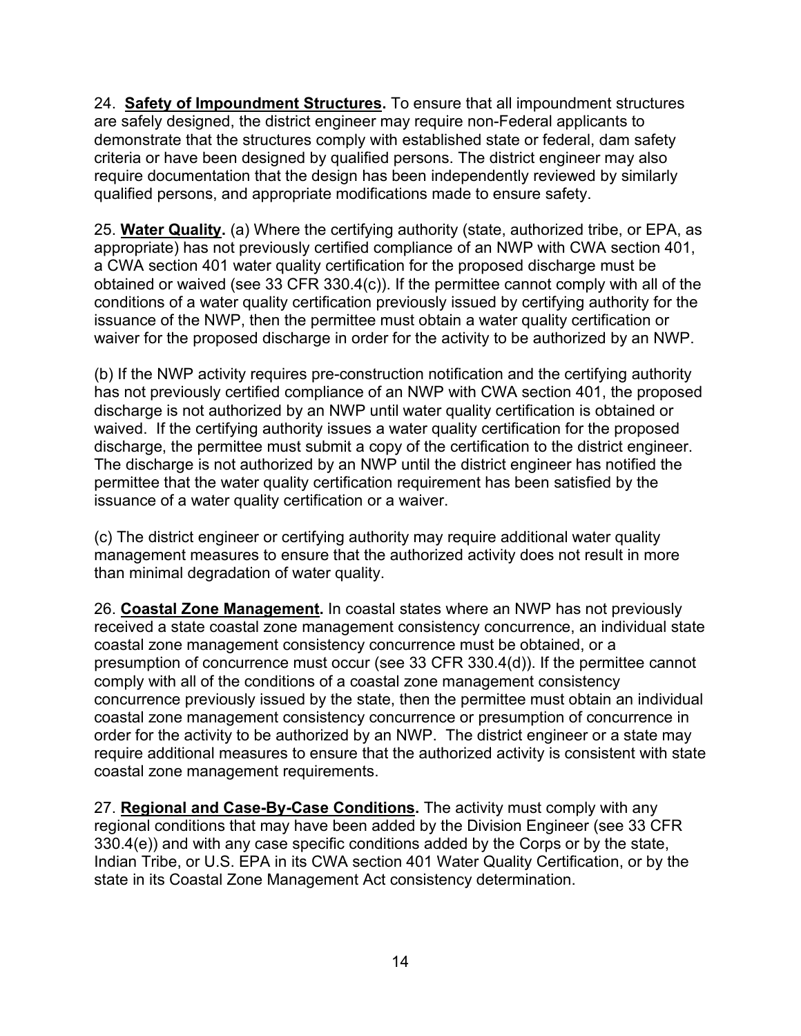24. **Safety of Impoundment Structures.** To ensure that all impoundment structures are safely designed, the district engineer may require non-Federal applicants to demonstrate that the structures comply with established state or federal, dam safety criteria or have been designed by qualified persons. The district engineer may also require documentation that the design has been independently reviewed by similarly qualified persons, and appropriate modifications made to ensure safety.

25. **Water Quality.** (a) Where the certifying authority (state, authorized tribe, or EPA, as appropriate) has not previously certified compliance of an NWP with CWA section 401, a CWA section 401 water quality certification for the proposed discharge must be obtained or waived (see 33 CFR 330.4(c)). If the permittee cannot comply with all of the conditions of a water quality certification previously issued by certifying authority for the issuance of the NWP, then the permittee must obtain a water quality certification or waiver for the proposed discharge in order for the activity to be authorized by an NWP.

(b) If the NWP activity requires pre-construction notification and the certifying authority has not previously certified compliance of an NWP with CWA section 401, the proposed discharge is not authorized by an NWP until water quality certification is obtained or waived. If the certifying authority issues a water quality certification for the proposed discharge, the permittee must submit a copy of the certification to the district engineer. The discharge is not authorized by an NWP until the district engineer has notified the permittee that the water quality certification requirement has been satisfied by the issuance of a water quality certification or a waiver.

(c) The district engineer or certifying authority may require additional water quality management measures to ensure that the authorized activity does not result in more than minimal degradation of water quality.

26. **Coastal Zone Management.** In coastal states where an NWP has not previously received a state coastal zone management consistency concurrence, an individual state coastal zone management consistency concurrence must be obtained, or a presumption of concurrence must occur (see 33 CFR 330.4(d)). If the permittee cannot comply with all of the conditions of a coastal zone management consistency concurrence previously issued by the state, then the permittee must obtain an individual coastal zone management consistency concurrence or presumption of concurrence in order for the activity to be authorized by an NWP. The district engineer or a state may require additional measures to ensure that the authorized activity is consistent with state coastal zone management requirements.

27. **Regional and Case-By-Case Conditions.** The activity must comply with any regional conditions that may have been added by the Division Engineer (see 33 CFR 330.4(e)) and with any case specific conditions added by the Corps or by the state, Indian Tribe, or U.S. EPA in its CWA section 401 Water Quality Certification, or by the state in its Coastal Zone Management Act consistency determination.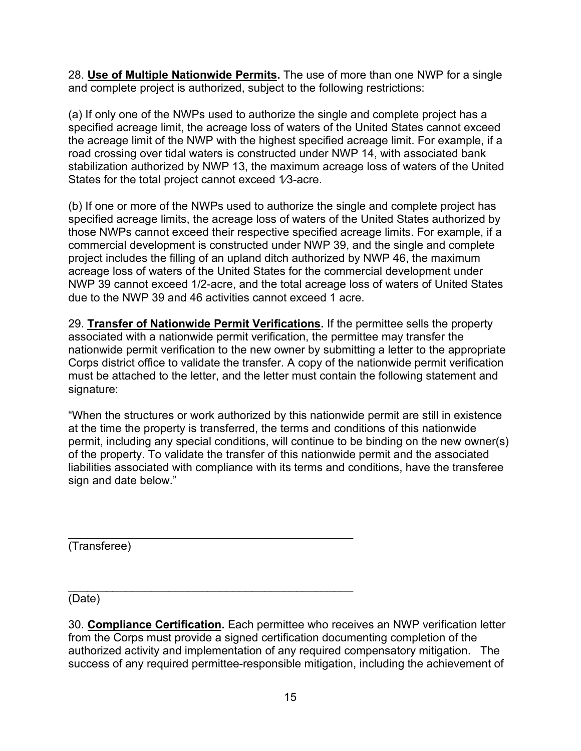28. **Use of Multiple Nationwide Permits.** The use of more than one NWP for a single and complete project is authorized, subject to the following restrictions:

(a) If only one of the NWPs used to authorize the single and complete project has a specified acreage limit, the acreage loss of waters of the United States cannot exceed the acreage limit of the NWP with the highest specified acreage limit. For example, if a road crossing over tidal waters is constructed under NWP 14, with associated bank stabilization authorized by NWP 13, the maximum acreage loss of waters of the United States for the total project cannot exceed 1⁄3-acre.

(b) If one or more of the NWPs used to authorize the single and complete project has specified acreage limits, the acreage loss of waters of the United States authorized by those NWPs cannot exceed their respective specified acreage limits. For example, if a commercial development is constructed under NWP 39, and the single and complete project includes the filling of an upland ditch authorized by NWP 46, the maximum acreage loss of waters of the United States for the commercial development under NWP 39 cannot exceed 1/2-acre, and the total acreage loss of waters of United States due to the NWP 39 and 46 activities cannot exceed 1 acre.

29. **Transfer of Nationwide Permit Verifications.** If the permittee sells the property associated with a nationwide permit verification, the permittee may transfer the nationwide permit verification to the new owner by submitting a letter to the appropriate Corps district office to validate the transfer. A copy of the nationwide permit verification must be attached to the letter, and the letter must contain the following statement and signature:

"When the structures or work authorized by this nationwide permit are still in existence at the time the property is transferred, the terms and conditions of this nationwide permit, including any special conditions, will continue to be binding on the new owner(s) of the property. To validate the transfer of this nationwide permit and the associated liabilities associated with compliance with its terms and conditions, have the transferee sign and date below."

_____________________________________________
(Transferee)

_____________________________________________
(Date)

30. **Compliance Certification.** Each permittee who receives an NWP verification letter from the Corps must provide a signed certification documenting completion of the authorized activity and implementation of any required compensatory mitigation. The success of any required permittee-responsible mitigation, including the achievement of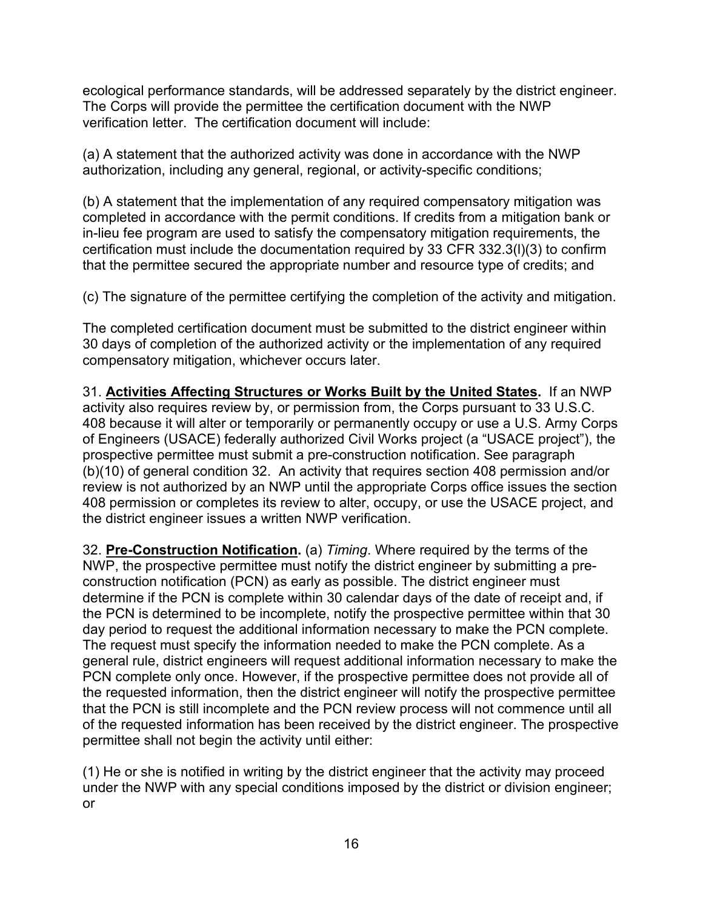ecological performance standards, will be addressed separately by the district engineer. The Corps will provide the permittee the certification document with the NWP verification letter. The certification document will include:

(a) A statement that the authorized activity was done in accordance with the NWP authorization, including any general, regional, or activity-specific conditions;

(b) A statement that the implementation of any required compensatory mitigation was completed in accordance with the permit conditions. If credits from a mitigation bank or in-lieu fee program are used to satisfy the compensatory mitigation requirements, the certification must include the documentation required by 33 CFR 332.3(l)(3) to confirm that the permittee secured the appropriate number and resource type of credits; and

(c) The signature of the permittee certifying the completion of the activity and mitigation.

The completed certification document must be submitted to the district engineer within 30 days of completion of the authorized activity or the implementation of any required compensatory mitigation, whichever occurs later.

31. **Activities Affecting Structures or Works Built by the United States.** If an NWP activity also requires review by, or permission from, the Corps pursuant to 33 U.S.C. 408 because it will alter or temporarily or permanently occupy or use a U.S. Army Corps of Engineers (USACE) federally authorized Civil Works project (a "USACE project"), the prospective permittee must submit a pre-construction notification. See paragraph (b)(10) of general condition 32. An activity that requires section 408 permission and/or review is not authorized by an NWP until the appropriate Corps office issues the section 408 permission or completes its review to alter, occupy, or use the USACE project, and the district engineer issues a written NWP verification.

32. **Pre-Construction Notification.** (a) *Timing*. Where required by the terms of the NWP, the prospective permittee must notify the district engineer by submitting a pre-construction notification (PCN) as early as possible. The district engineer must determine if the PCN is complete within 30 calendar days of the date of receipt and, if the PCN is determined to be incomplete, notify the prospective permittee within that 30 day period to request the additional information necessary to make the PCN complete. The request must specify the information needed to make the PCN complete. As a general rule, district engineers will request additional information necessary to make the PCN complete only once. However, if the prospective permittee does not provide all of the requested information, then the district engineer will notify the prospective permittee that the PCN is still incomplete and the PCN review process will not commence until all of the requested information has been received by the district engineer. The prospective permittee shall not begin the activity until either:

(1) He or she is notified in writing by the district engineer that the activity may proceed under the NWP with any special conditions imposed by the district or division engineer; or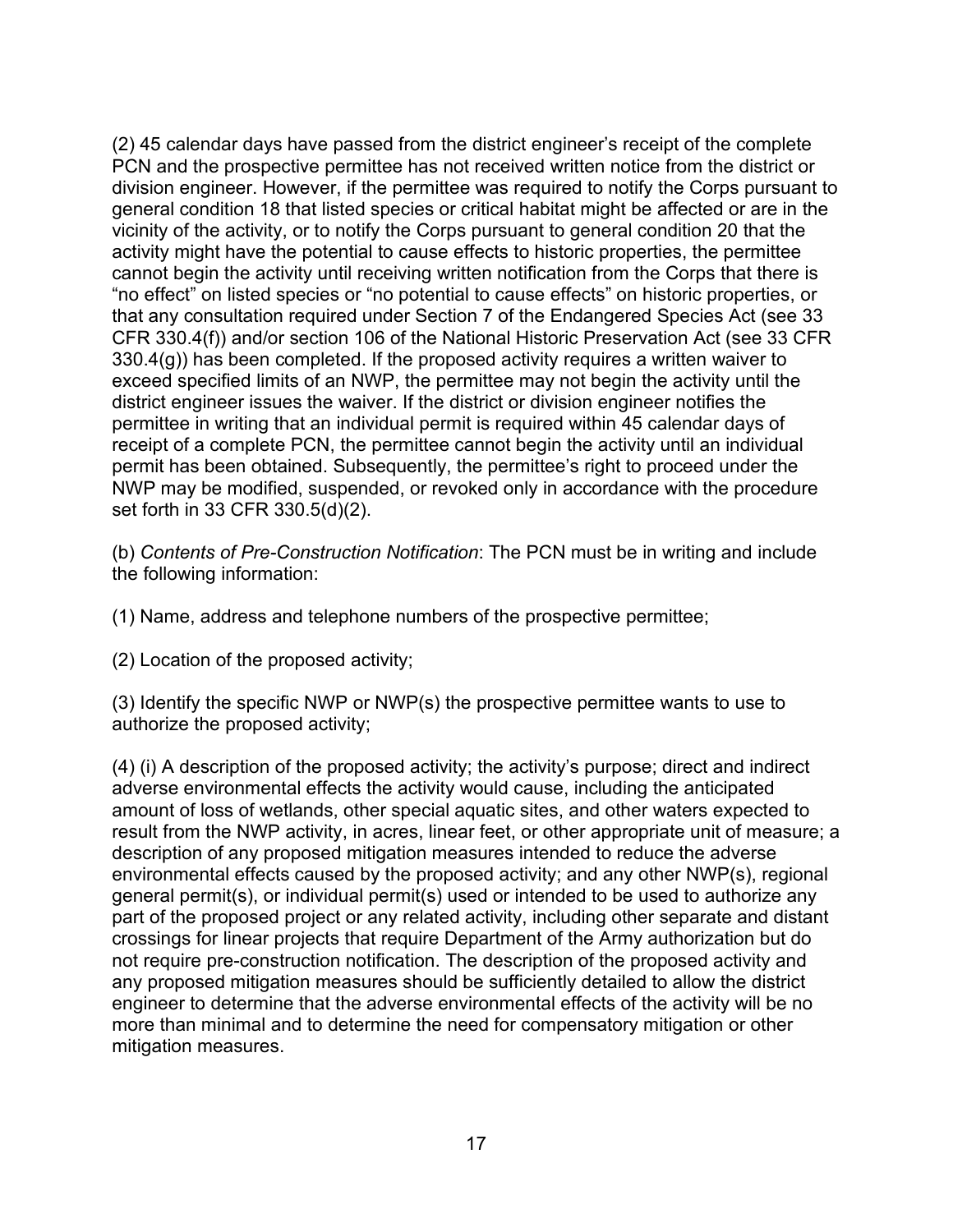(2) 45 calendar days have passed from the district engineer's receipt of the complete PCN and the prospective permittee has not received written notice from the district or division engineer. However, if the permittee was required to notify the Corps pursuant to general condition 18 that listed species or critical habitat might be affected or are in the vicinity of the activity, or to notify the Corps pursuant to general condition 20 that the activity might have the potential to cause effects to historic properties, the permittee cannot begin the activity until receiving written notification from the Corps that there is "no effect" on listed species or "no potential to cause effects" on historic properties, or that any consultation required under Section 7 of the Endangered Species Act (see 33 CFR 330.4(f)) and/or section 106 of the National Historic Preservation Act (see 33 CFR 330.4(g)) has been completed. If the proposed activity requires a written waiver to exceed specified limits of an NWP, the permittee may not begin the activity until the district engineer issues the waiver. If the district or division engineer notifies the permittee in writing that an individual permit is required within 45 calendar days of receipt of a complete PCN, the permittee cannot begin the activity until an individual permit has been obtained. Subsequently, the permittee's right to proceed under the NWP may be modified, suspended, or revoked only in accordance with the procedure set forth in 33 CFR 330.5(d)(2).

(b) *Contents of Pre-Construction Notification*: The PCN must be in writing and include the following information:

(1) Name, address and telephone numbers of the prospective permittee;

(2) Location of the proposed activity;

(3) Identify the specific NWP or NWP(s) the prospective permittee wants to use to authorize the proposed activity;

(4) (i) A description of the proposed activity; the activity's purpose; direct and indirect adverse environmental effects the activity would cause, including the anticipated amount of loss of wetlands, other special aquatic sites, and other waters expected to result from the NWP activity, in acres, linear feet, or other appropriate unit of measure; a description of any proposed mitigation measures intended to reduce the adverse environmental effects caused by the proposed activity; and any other NWP(s), regional general permit(s), or individual permit(s) used or intended to be used to authorize any part of the proposed project or any related activity, including other separate and distant crossings for linear projects that require Department of the Army authorization but do not require pre-construction notification. The description of the proposed activity and any proposed mitigation measures should be sufficiently detailed to allow the district engineer to determine that the adverse environmental effects of the activity will be no more than minimal and to determine the need for compensatory mitigation or other mitigation measures.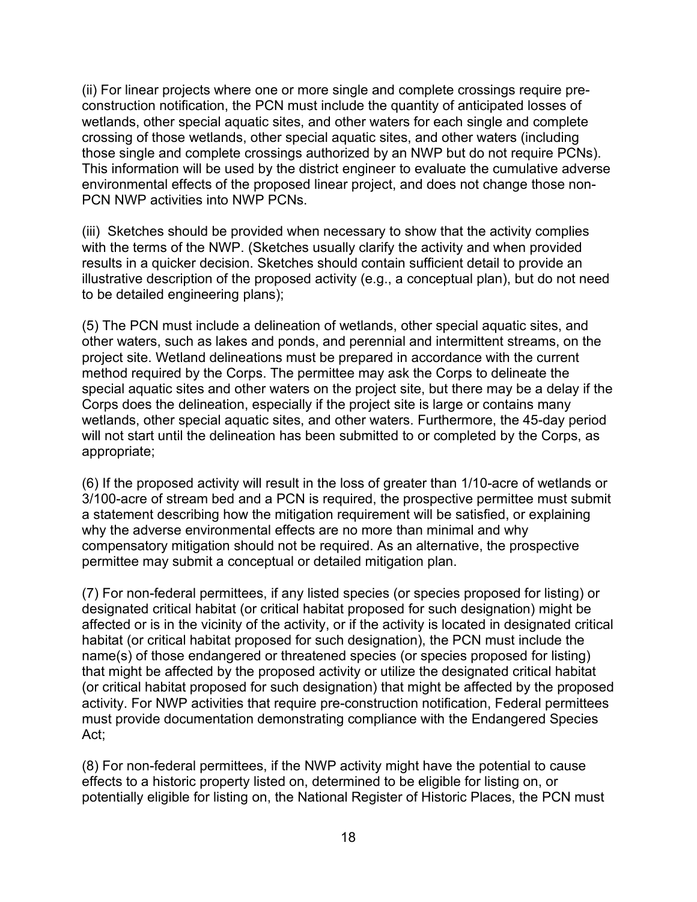(ii) For linear projects where one or more single and complete crossings require pre-construction notification, the PCN must include the quantity of anticipated losses of wetlands, other special aquatic sites, and other waters for each single and complete crossing of those wetlands, other special aquatic sites, and other waters (including those single and complete crossings authorized by an NWP but do not require PCNs). This information will be used by the district engineer to evaluate the cumulative adverse environmental effects of the proposed linear project, and does not change those non-PCN NWP activities into NWP PCNs.

(iii) Sketches should be provided when necessary to show that the activity complies with the terms of the NWP. (Sketches usually clarify the activity and when provided results in a quicker decision. Sketches should contain sufficient detail to provide an illustrative description of the proposed activity (e.g., a conceptual plan), but do not need to be detailed engineering plans);

(5) The PCN must include a delineation of wetlands, other special aquatic sites, and other waters, such as lakes and ponds, and perennial and intermittent streams, on the project site. Wetland delineations must be prepared in accordance with the current method required by the Corps. The permittee may ask the Corps to delineate the special aquatic sites and other waters on the project site, but there may be a delay if the Corps does the delineation, especially if the project site is large or contains many wetlands, other special aquatic sites, and other waters. Furthermore, the 45-day period will not start until the delineation has been submitted to or completed by the Corps, as appropriate;

(6) If the proposed activity will result in the loss of greater than 1/10-acre of wetlands or 3/100-acre of stream bed and a PCN is required, the prospective permittee must submit a statement describing how the mitigation requirement will be satisfied, or explaining why the adverse environmental effects are no more than minimal and why compensatory mitigation should not be required. As an alternative, the prospective permittee may submit a conceptual or detailed mitigation plan.

(7) For non-federal permittees, if any listed species (or species proposed for listing) or designated critical habitat (or critical habitat proposed for such designation) might be affected or is in the vicinity of the activity, or if the activity is located in designated critical habitat (or critical habitat proposed for such designation), the PCN must include the name(s) of those endangered or threatened species (or species proposed for listing) that might be affected by the proposed activity or utilize the designated critical habitat (or critical habitat proposed for such designation) that might be affected by the proposed activity. For NWP activities that require pre-construction notification, Federal permittees must provide documentation demonstrating compliance with the Endangered Species Act;

(8) For non-federal permittees, if the NWP activity might have the potential to cause effects to a historic property listed on, determined to be eligible for listing on, or potentially eligible for listing on, the National Register of Historic Places, the PCN must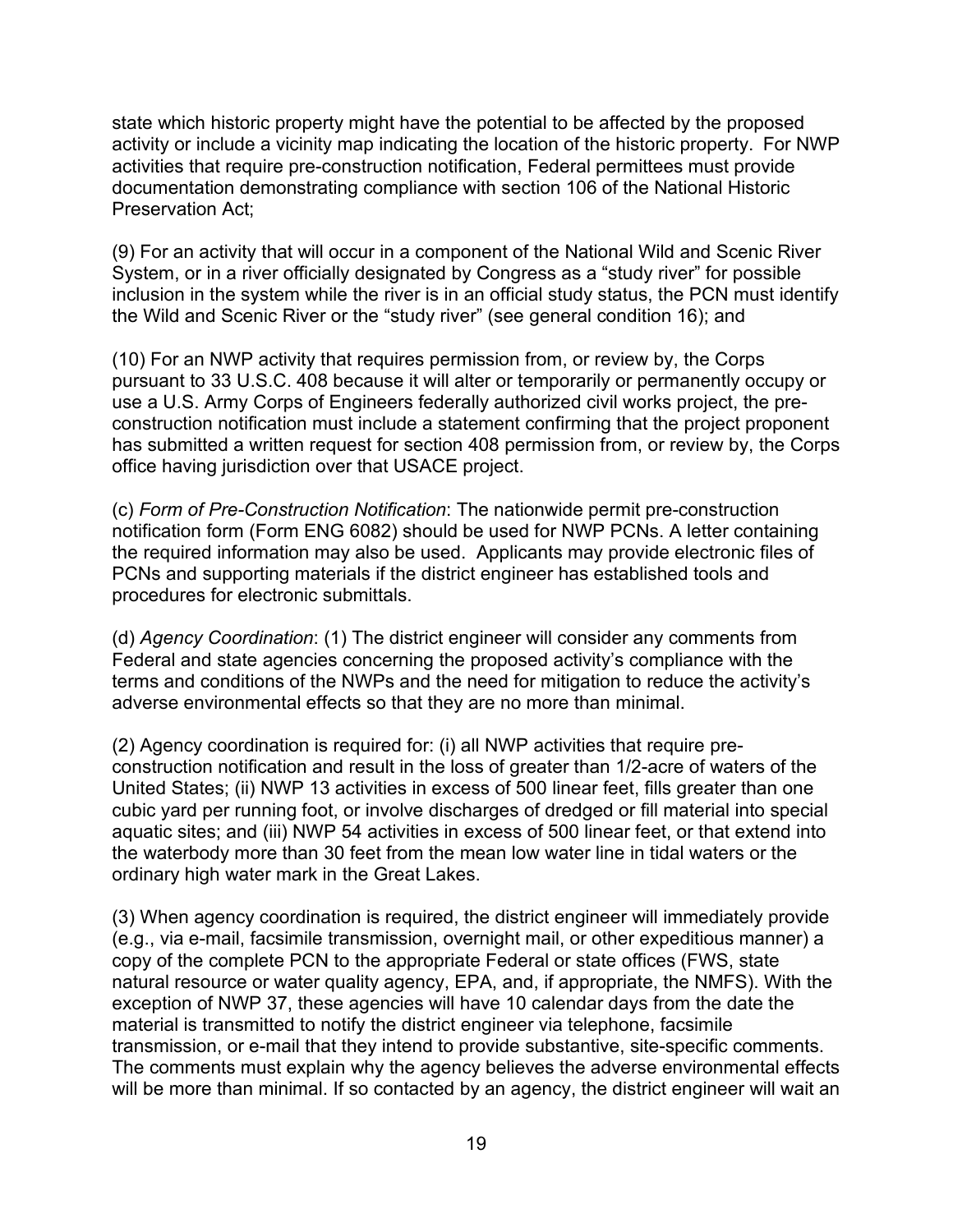state which historic property might have the potential to be affected by the proposed activity or include a vicinity map indicating the location of the historic property. For NWP activities that require pre-construction notification, Federal permittees must provide documentation demonstrating compliance with section 106 of the National Historic Preservation Act;

(9) For an activity that will occur in a component of the National Wild and Scenic River System, or in a river officially designated by Congress as a "study river" for possible inclusion in the system while the river is in an official study status, the PCN must identify the Wild and Scenic River or the "study river" (see general condition 16); and

(10) For an NWP activity that requires permission from, or review by, the Corps pursuant to 33 U.S.C. 408 because it will alter or temporarily or permanently occupy or use a U.S. Army Corps of Engineers federally authorized civil works project, the pre-construction notification must include a statement confirming that the project proponent has submitted a written request for section 408 permission from, or review by, the Corps office having jurisdiction over that USACE project.

(c) *Form of Pre-Construction Notification*: The nationwide permit pre-construction notification form (Form ENG 6082) should be used for NWP PCNs. A letter containing the required information may also be used. Applicants may provide electronic files of PCNs and supporting materials if the district engineer has established tools and procedures for electronic submittals.

(d) *Agency Coordination*: (1) The district engineer will consider any comments from Federal and state agencies concerning the proposed activity's compliance with the terms and conditions of the NWPs and the need for mitigation to reduce the activity's adverse environmental effects so that they are no more than minimal.

(2) Agency coordination is required for: (i) all NWP activities that require pre-construction notification and result in the loss of greater than 1/2-acre of waters of the United States; (ii) NWP 13 activities in excess of 500 linear feet, fills greater than one cubic yard per running foot, or involve discharges of dredged or fill material into special aquatic sites; and (iii) NWP 54 activities in excess of 500 linear feet, or that extend into the waterbody more than 30 feet from the mean low water line in tidal waters or the ordinary high water mark in the Great Lakes.

(3) When agency coordination is required, the district engineer will immediately provide (e.g., via e-mail, facsimile transmission, overnight mail, or other expeditious manner) a copy of the complete PCN to the appropriate Federal or state offices (FWS, state natural resource or water quality agency, EPA, and, if appropriate, the NMFS). With the exception of NWP 37, these agencies will have 10 calendar days from the date the material is transmitted to notify the district engineer via telephone, facsimile transmission, or e-mail that they intend to provide substantive, site-specific comments. The comments must explain why the agency believes the adverse environmental effects will be more than minimal. If so contacted by an agency, the district engineer will wait an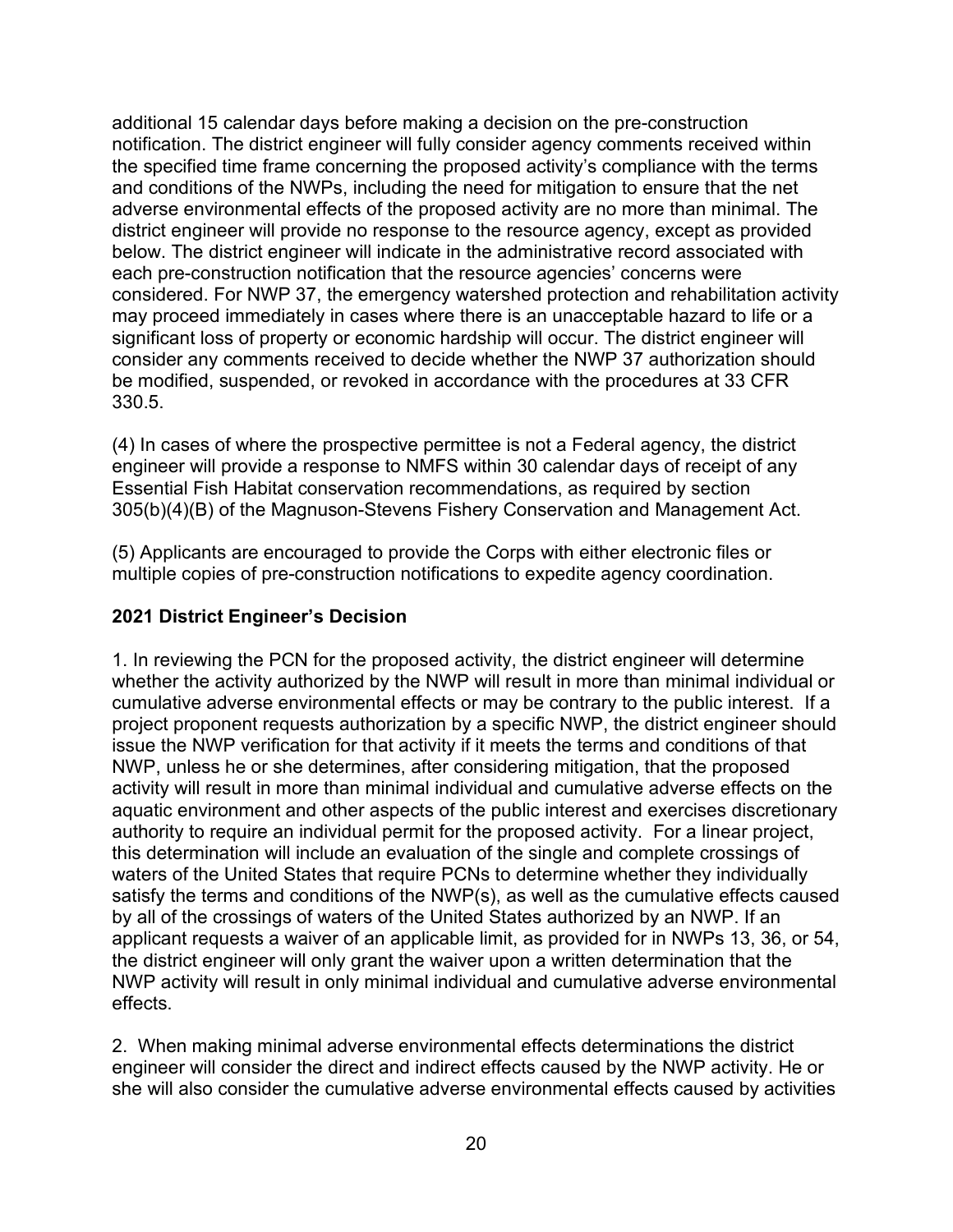additional 15 calendar days before making a decision on the pre-construction notification. The district engineer will fully consider agency comments received within the specified time frame concerning the proposed activity's compliance with the terms and conditions of the NWPs, including the need for mitigation to ensure that the net adverse environmental effects of the proposed activity are no more than minimal. The district engineer will provide no response to the resource agency, except as provided below. The district engineer will indicate in the administrative record associated with each pre-construction notification that the resource agencies' concerns were considered. For NWP 37, the emergency watershed protection and rehabilitation activity may proceed immediately in cases where there is an unacceptable hazard to life or a significant loss of property or economic hardship will occur. The district engineer will consider any comments received to decide whether the NWP 37 authorization should be modified, suspended, or revoked in accordance with the procedures at 33 CFR 330.5.

(4) In cases of where the prospective permittee is not a Federal agency, the district engineer will provide a response to NMFS within 30 calendar days of receipt of any Essential Fish Habitat conservation recommendations, as required by section 305(b)(4)(B) of the Magnuson-Stevens Fishery Conservation and Management Act.

(5) Applicants are encouraged to provide the Corps with either electronic files or multiple copies of pre-construction notifications to expedite agency coordination.

**2021 District Engineer's Decision**

1. In reviewing the PCN for the proposed activity, the district engineer will determine whether the activity authorized by the NWP will result in more than minimal individual or cumulative adverse environmental effects or may be contrary to the public interest. If a project proponent requests authorization by a specific NWP, the district engineer should issue the NWP verification for that activity if it meets the terms and conditions of that NWP, unless he or she determines, after considering mitigation, that the proposed activity will result in more than minimal individual and cumulative adverse effects on the aquatic environment and other aspects of the public interest and exercises discretionary authority to require an individual permit for the proposed activity. For a linear project, this determination will include an evaluation of the single and complete crossings of waters of the United States that require PCNs to determine whether they individually satisfy the terms and conditions of the NWP(s), as well as the cumulative effects caused by all of the crossings of waters of the United States authorized by an NWP. If an applicant requests a waiver of an applicable limit, as provided for in NWPs 13, 36, or 54, the district engineer will only grant the waiver upon a written determination that the NWP activity will result in only minimal individual and cumulative adverse environmental effects.

2. When making minimal adverse environmental effects determinations the district engineer will consider the direct and indirect effects caused by the NWP activity. He or she will also consider the cumulative adverse environmental effects caused by activities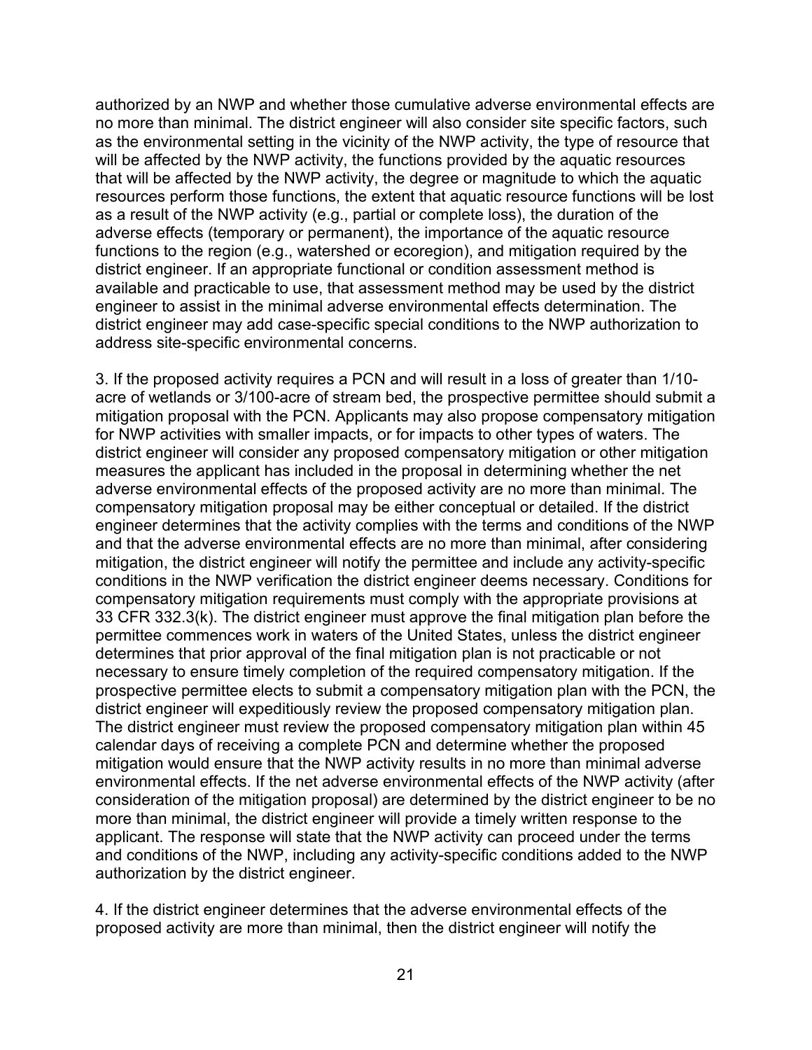authorized by an NWP and whether those cumulative adverse environmental effects are no more than minimal. The district engineer will also consider site specific factors, such as the environmental setting in the vicinity of the NWP activity, the type of resource that will be affected by the NWP activity, the functions provided by the aquatic resources that will be affected by the NWP activity, the degree or magnitude to which the aquatic resources perform those functions, the extent that aquatic resource functions will be lost as a result of the NWP activity (e.g., partial or complete loss), the duration of the adverse effects (temporary or permanent), the importance of the aquatic resource functions to the region (e.g., watershed or ecoregion), and mitigation required by the district engineer. If an appropriate functional or condition assessment method is available and practicable to use, that assessment method may be used by the district engineer to assist in the minimal adverse environmental effects determination. The district engineer may add case-specific special conditions to the NWP authorization to address site-specific environmental concerns.

3. If the proposed activity requires a PCN and will result in a loss of greater than 1/10-acre of wetlands or 3/100-acre of stream bed, the prospective permittee should submit a mitigation proposal with the PCN. Applicants may also propose compensatory mitigation for NWP activities with smaller impacts, or for impacts to other types of waters. The district engineer will consider any proposed compensatory mitigation or other mitigation measures the applicant has included in the proposal in determining whether the net adverse environmental effects of the proposed activity are no more than minimal. The compensatory mitigation proposal may be either conceptual or detailed. If the district engineer determines that the activity complies with the terms and conditions of the NWP and that the adverse environmental effects are no more than minimal, after considering mitigation, the district engineer will notify the permittee and include any activity-specific conditions in the NWP verification the district engineer deems necessary. Conditions for compensatory mitigation requirements must comply with the appropriate provisions at 33 CFR 332.3(k). The district engineer must approve the final mitigation plan before the permittee commences work in waters of the United States, unless the district engineer determines that prior approval of the final mitigation plan is not practicable or not necessary to ensure timely completion of the required compensatory mitigation. If the prospective permittee elects to submit a compensatory mitigation plan with the PCN, the district engineer will expeditiously review the proposed compensatory mitigation plan. The district engineer must review the proposed compensatory mitigation plan within 45 calendar days of receiving a complete PCN and determine whether the proposed mitigation would ensure that the NWP activity results in no more than minimal adverse environmental effects. If the net adverse environmental effects of the NWP activity (after consideration of the mitigation proposal) are determined by the district engineer to be no more than minimal, the district engineer will provide a timely written response to the applicant. The response will state that the NWP activity can proceed under the terms and conditions of the NWP, including any activity-specific conditions added to the NWP authorization by the district engineer.

4. If the district engineer determines that the adverse environmental effects of the proposed activity are more than minimal, then the district engineer will notify the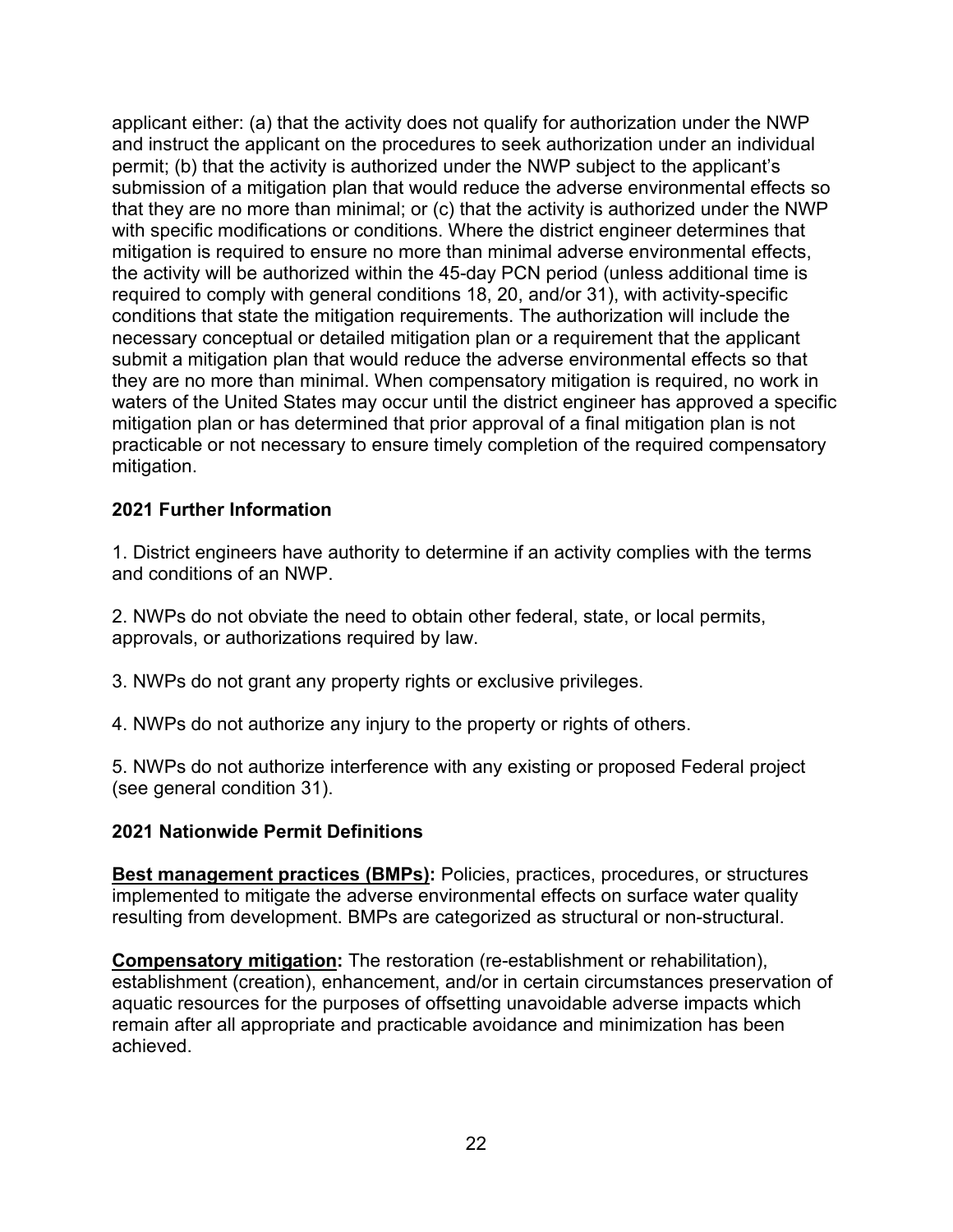applicant either: (a) that the activity does not qualify for authorization under the NWP and instruct the applicant on the procedures to seek authorization under an individual permit; (b) that the activity is authorized under the NWP subject to the applicant's submission of a mitigation plan that would reduce the adverse environmental effects so that they are no more than minimal; or (c) that the activity is authorized under the NWP with specific modifications or conditions. Where the district engineer determines that mitigation is required to ensure no more than minimal adverse environmental effects, the activity will be authorized within the 45-day PCN period (unless additional time is required to comply with general conditions 18, 20, and/or 31), with activity-specific conditions that state the mitigation requirements. The authorization will include the necessary conceptual or detailed mitigation plan or a requirement that the applicant submit a mitigation plan that would reduce the adverse environmental effects so that they are no more than minimal. When compensatory mitigation is required, no work in waters of the United States may occur until the district engineer has approved a specific mitigation plan or has determined that prior approval of a final mitigation plan is not practicable or not necessary to ensure timely completion of the required compensatory mitigation.

## 2021 Further Information

1. District engineers have authority to determine if an activity complies with the terms and conditions of an NWP.

2. NWPs do not obviate the need to obtain other federal, state, or local permits, approvals, or authorizations required by law.

3. NWPs do not grant any property rights or exclusive privileges.

4. NWPs do not authorize any injury to the property or rights of others.

5. NWPs do not authorize interference with any existing or proposed Federal project (see general condition 31).

## 2021 Nationwide Permit Definitions

**Best management practices (BMPs):** Policies, practices, procedures, or structures implemented to mitigate the adverse environmental effects on surface water quality resulting from development. BMPs are categorized as structural or non-structural.

**Compensatory mitigation:** The restoration (re-establishment or rehabilitation), establishment (creation), enhancement, and/or in certain circumstances preservation of aquatic resources for the purposes of offsetting unavoidable adverse impacts which remain after all appropriate and practicable avoidance and minimization has been achieved.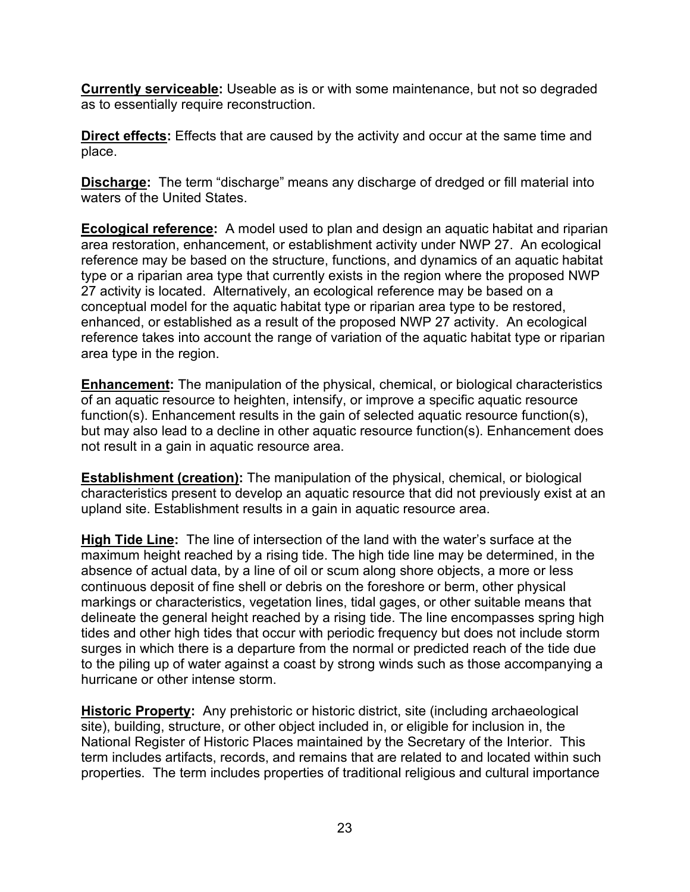**Currently serviceable:** Useable as is or with some maintenance, but not so degraded as to essentially require reconstruction.

**Direct effects:** Effects that are caused by the activity and occur at the same time and place.

**Discharge:** The term "discharge" means any discharge of dredged or fill material into waters of the United States.

**Ecological reference:** A model used to plan and design an aquatic habitat and riparian area restoration, enhancement, or establishment activity under NWP 27. An ecological reference may be based on the structure, functions, and dynamics of an aquatic habitat type or a riparian area type that currently exists in the region where the proposed NWP 27 activity is located. Alternatively, an ecological reference may be based on a conceptual model for the aquatic habitat type or riparian area type to be restored, enhanced, or established as a result of the proposed NWP 27 activity. An ecological reference takes into account the range of variation of the aquatic habitat type or riparian area type in the region.

**Enhancement:** The manipulation of the physical, chemical, or biological characteristics of an aquatic resource to heighten, intensify, or improve a specific aquatic resource function(s). Enhancement results in the gain of selected aquatic resource function(s), but may also lead to a decline in other aquatic resource function(s). Enhancement does not result in a gain in aquatic resource area.

**Establishment (creation):** The manipulation of the physical, chemical, or biological characteristics present to develop an aquatic resource that did not previously exist at an upland site. Establishment results in a gain in aquatic resource area.

**High Tide Line:** The line of intersection of the land with the water's surface at the maximum height reached by a rising tide. The high tide line may be determined, in the absence of actual data, by a line of oil or scum along shore objects, a more or less continuous deposit of fine shell or debris on the foreshore or berm, other physical markings or characteristics, vegetation lines, tidal gages, or other suitable means that delineate the general height reached by a rising tide. The line encompasses spring high tides and other high tides that occur with periodic frequency but does not include storm surges in which there is a departure from the normal or predicted reach of the tide due to the piling up of water against a coast by strong winds such as those accompanying a hurricane or other intense storm.

**Historic Property:** Any prehistoric or historic district, site (including archaeological site), building, structure, or other object included in, or eligible for inclusion in, the National Register of Historic Places maintained by the Secretary of the Interior. This term includes artifacts, records, and remains that are related to and located within such properties. The term includes properties of traditional religious and cultural importance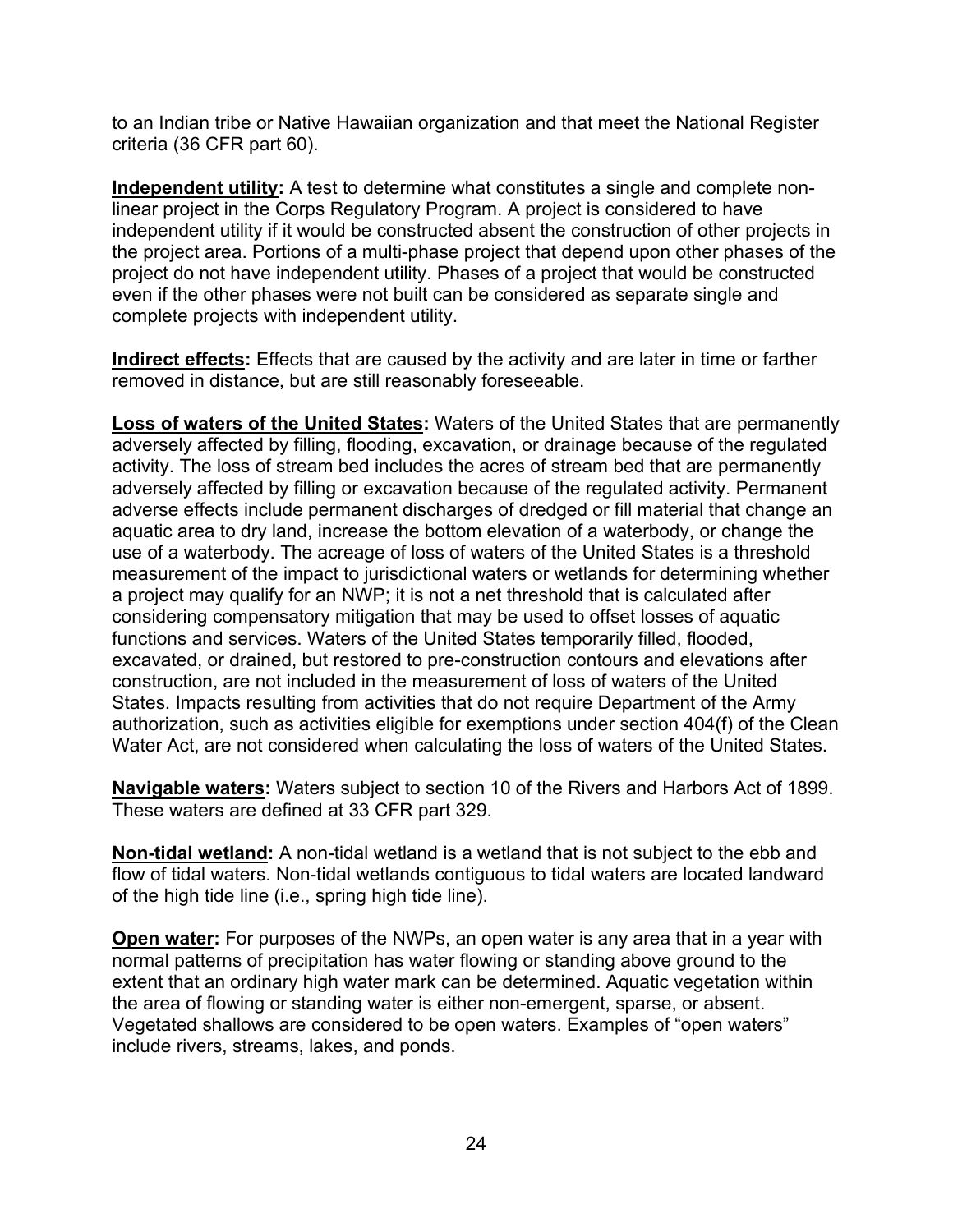to an Indian tribe or Native Hawaiian organization and that meet the National Register criteria (36 CFR part 60).

**Independent utility:** A test to determine what constitutes a single and complete non-linear project in the Corps Regulatory Program. A project is considered to have independent utility if it would be constructed absent the construction of other projects in the project area. Portions of a multi-phase project that depend upon other phases of the project do not have independent utility. Phases of a project that would be constructed even if the other phases were not built can be considered as separate single and complete projects with independent utility.

**Indirect effects:** Effects that are caused by the activity and are later in time or farther removed in distance, but are still reasonably foreseeable.

**Loss of waters of the United States:** Waters of the United States that are permanently adversely affected by filling, flooding, excavation, or drainage because of the regulated activity. The loss of stream bed includes the acres of stream bed that are permanently adversely affected by filling or excavation because of the regulated activity. Permanent adverse effects include permanent discharges of dredged or fill material that change an aquatic area to dry land, increase the bottom elevation of a waterbody, or change the use of a waterbody. The acreage of loss of waters of the United States is a threshold measurement of the impact to jurisdictional waters or wetlands for determining whether a project may qualify for an NWP; it is not a net threshold that is calculated after considering compensatory mitigation that may be used to offset losses of aquatic functions and services. Waters of the United States temporarily filled, flooded, excavated, or drained, but restored to pre-construction contours and elevations after construction, are not included in the measurement of loss of waters of the United States. Impacts resulting from activities that do not require Department of the Army authorization, such as activities eligible for exemptions under section 404(f) of the Clean Water Act, are not considered when calculating the loss of waters of the United States.

**Navigable waters:** Waters subject to section 10 of the Rivers and Harbors Act of 1899. These waters are defined at 33 CFR part 329.

**Non-tidal wetland:** A non-tidal wetland is a wetland that is not subject to the ebb and flow of tidal waters. Non-tidal wetlands contiguous to tidal waters are located landward of the high tide line (i.e., spring high tide line).

**Open water:** For purposes of the NWPs, an open water is any area that in a year with normal patterns of precipitation has water flowing or standing above ground to the extent that an ordinary high water mark can be determined. Aquatic vegetation within the area of flowing or standing water is either non-emergent, sparse, or absent. Vegetated shallows are considered to be open waters. Examples of "open waters" include rivers, streams, lakes, and ponds.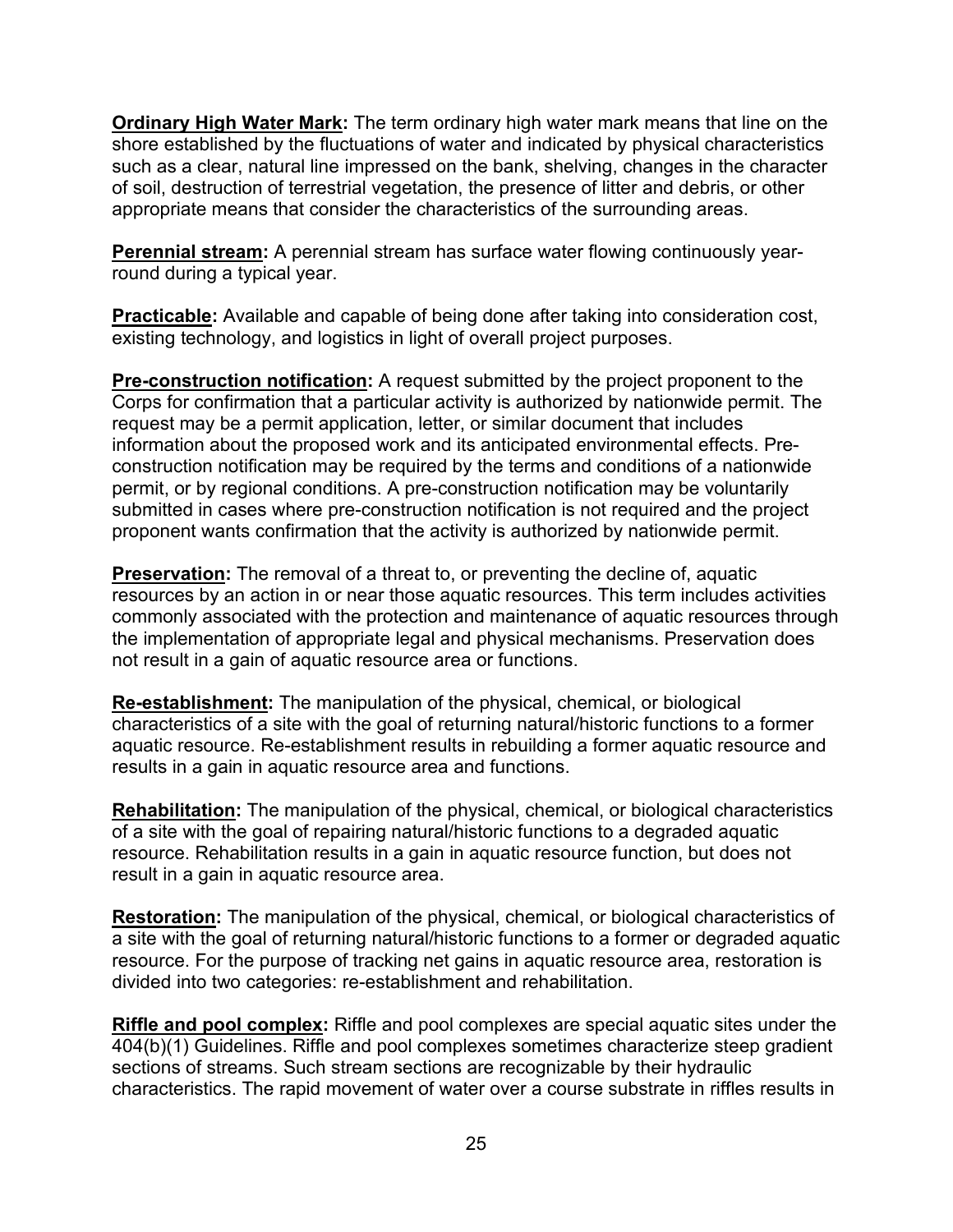**Ordinary High Water Mark:** The term ordinary high water mark means that line on the shore established by the fluctuations of water and indicated by physical characteristics such as a clear, natural line impressed on the bank, shelving, changes in the character of soil, destruction of terrestrial vegetation, the presence of litter and debris, or other appropriate means that consider the characteristics of the surrounding areas.

**Perennial stream:** A perennial stream has surface water flowing continuously year-round during a typical year.

**Practicable:** Available and capable of being done after taking into consideration cost, existing technology, and logistics in light of overall project purposes.

**Pre-construction notification:** A request submitted by the project proponent to the Corps for confirmation that a particular activity is authorized by nationwide permit. The request may be a permit application, letter, or similar document that includes information about the proposed work and its anticipated environmental effects. Pre-construction notification may be required by the terms and conditions of a nationwide permit, or by regional conditions. A pre-construction notification may be voluntarily submitted in cases where pre-construction notification is not required and the project proponent wants confirmation that the activity is authorized by nationwide permit.

**Preservation:** The removal of a threat to, or preventing the decline of, aquatic resources by an action in or near those aquatic resources. This term includes activities commonly associated with the protection and maintenance of aquatic resources through the implementation of appropriate legal and physical mechanisms. Preservation does not result in a gain of aquatic resource area or functions.

**Re-establishment:** The manipulation of the physical, chemical, or biological characteristics of a site with the goal of returning natural/historic functions to a former aquatic resource. Re-establishment results in rebuilding a former aquatic resource and results in a gain in aquatic resource area and functions.

**Rehabilitation:** The manipulation of the physical, chemical, or biological characteristics of a site with the goal of repairing natural/historic functions to a degraded aquatic resource. Rehabilitation results in a gain in aquatic resource function, but does not result in a gain in aquatic resource area.

**Restoration:** The manipulation of the physical, chemical, or biological characteristics of a site with the goal of returning natural/historic functions to a former or degraded aquatic resource. For the purpose of tracking net gains in aquatic resource area, restoration is divided into two categories: re-establishment and rehabilitation.

**Riffle and pool complex:** Riffle and pool complexes are special aquatic sites under the 404(b)(1) Guidelines. Riffle and pool complexes sometimes characterize steep gradient sections of streams. Such stream sections are recognizable by their hydraulic characteristics. The rapid movement of water over a course substrate in riffles results in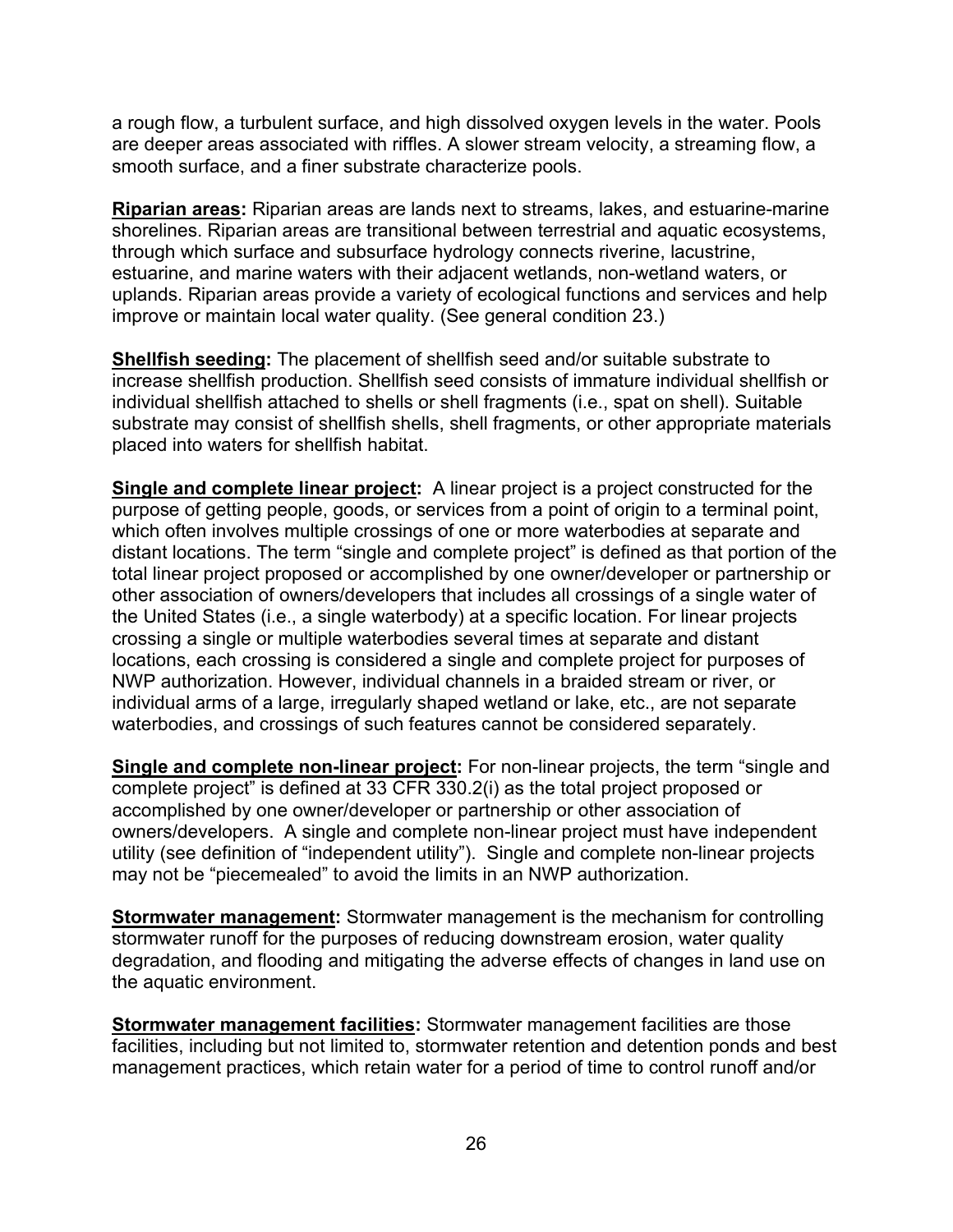a rough flow, a turbulent surface, and high dissolved oxygen levels in the water. Pools are deeper areas associated with riffles. A slower stream velocity, a streaming flow, a smooth surface, and a finer substrate characterize pools.

**Riparian areas:** Riparian areas are lands next to streams, lakes, and estuarine-marine shorelines. Riparian areas are transitional between terrestrial and aquatic ecosystems, through which surface and subsurface hydrology connects riverine, lacustrine, estuarine, and marine waters with their adjacent wetlands, non-wetland waters, or uplands. Riparian areas provide a variety of ecological functions and services and help improve or maintain local water quality. (See general condition 23.)

**Shellfish seeding:** The placement of shellfish seed and/or suitable substrate to increase shellfish production. Shellfish seed consists of immature individual shellfish or individual shellfish attached to shells or shell fragments (i.e., spat on shell). Suitable substrate may consist of shellfish shells, shell fragments, or other appropriate materials placed into waters for shellfish habitat.

**Single and complete linear project:** A linear project is a project constructed for the purpose of getting people, goods, or services from a point of origin to a terminal point, which often involves multiple crossings of one or more waterbodies at separate and distant locations. The term "single and complete project" is defined as that portion of the total linear project proposed or accomplished by one owner/developer or partnership or other association of owners/developers that includes all crossings of a single water of the United States (i.e., a single waterbody) at a specific location. For linear projects crossing a single or multiple waterbodies several times at separate and distant locations, each crossing is considered a single and complete project for purposes of NWP authorization. However, individual channels in a braided stream or river, or individual arms of a large, irregularly shaped wetland or lake, etc., are not separate waterbodies, and crossings of such features cannot be considered separately.

**Single and complete non-linear project:** For non-linear projects, the term "single and complete project" is defined at 33 CFR 330.2(i) as the total project proposed or accomplished by one owner/developer or partnership or other association of owners/developers. A single and complete non-linear project must have independent utility (see definition of "independent utility"). Single and complete non-linear projects may not be "piecemealed" to avoid the limits in an NWP authorization.

**Stormwater management:** Stormwater management is the mechanism for controlling stormwater runoff for the purposes of reducing downstream erosion, water quality degradation, and flooding and mitigating the adverse effects of changes in land use on the aquatic environment.

**Stormwater management facilities:** Stormwater management facilities are those facilities, including but not limited to, stormwater retention and detention ponds and best management practices, which retain water for a period of time to control runoff and/or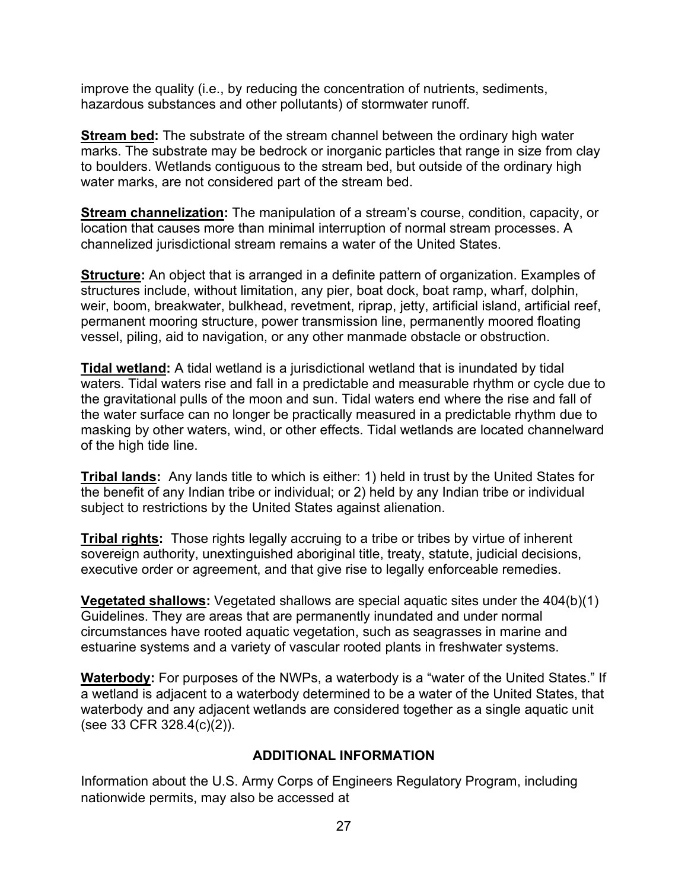improve the quality (i.e., by reducing the concentration of nutrients, sediments, hazardous substances and other pollutants) of stormwater runoff.

**Stream bed:** The substrate of the stream channel between the ordinary high water marks. The substrate may be bedrock or inorganic particles that range in size from clay to boulders. Wetlands contiguous to the stream bed, but outside of the ordinary high water marks, are not considered part of the stream bed.

**Stream channelization:** The manipulation of a stream's course, condition, capacity, or location that causes more than minimal interruption of normal stream processes. A channelized jurisdictional stream remains a water of the United States.

**Structure:** An object that is arranged in a definite pattern of organization. Examples of structures include, without limitation, any pier, boat dock, boat ramp, wharf, dolphin, weir, boom, breakwater, bulkhead, revetment, riprap, jetty, artificial island, artificial reef, permanent mooring structure, power transmission line, permanently moored floating vessel, piling, aid to navigation, or any other manmade obstacle or obstruction.

**Tidal wetland:** A tidal wetland is a jurisdictional wetland that is inundated by tidal waters. Tidal waters rise and fall in a predictable and measurable rhythm or cycle due to the gravitational pulls of the moon and sun. Tidal waters end where the rise and fall of the water surface can no longer be practically measured in a predictable rhythm due to masking by other waters, wind, or other effects. Tidal wetlands are located channelward of the high tide line.

**Tribal lands:** Any lands title to which is either: 1) held in trust by the United States for the benefit of any Indian tribe or individual; or 2) held by any Indian tribe or individual subject to restrictions by the United States against alienation.

**Tribal rights:** Those rights legally accruing to a tribe or tribes by virtue of inherent sovereign authority, unextinguished aboriginal title, treaty, statute, judicial decisions, executive order or agreement, and that give rise to legally enforceable remedies.

**Vegetated shallows:** Vegetated shallows are special aquatic sites under the 404(b)(1) Guidelines. They are areas that are permanently inundated and under normal circumstances have rooted aquatic vegetation, such as seagrasses in marine and estuarine systems and a variety of vascular rooted plants in freshwater systems.

**Waterbody:** For purposes of the NWPs, a waterbody is a "water of the United States." If a wetland is adjacent to a waterbody determined to be a water of the United States, that waterbody and any adjacent wetlands are considered together as a single aquatic unit (see 33 CFR 328.4(c)(2)).

## ADDITIONAL INFORMATION

Information about the U.S. Army Corps of Engineers Regulatory Program, including nationwide permits, may also be accessed at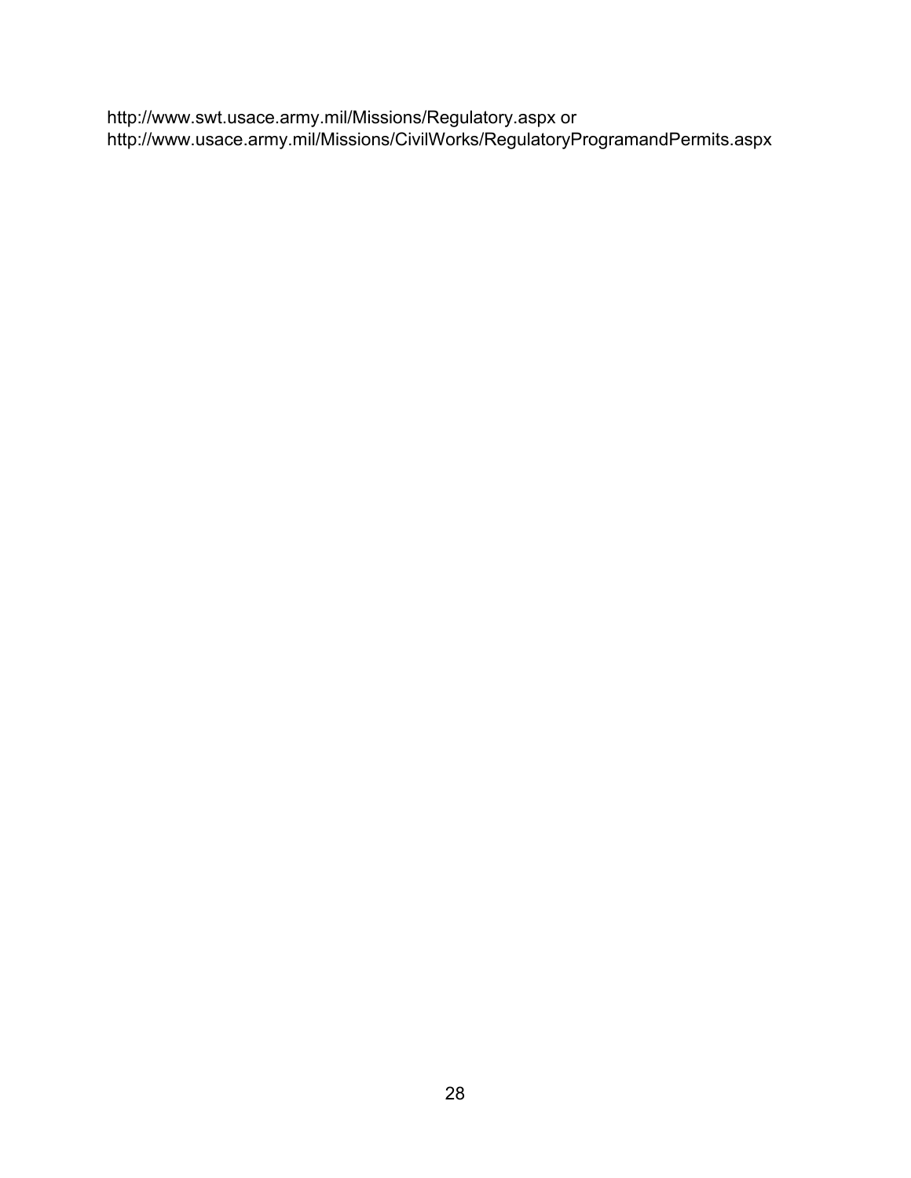http://www.swt.usace.army.mil/Missions/Regulatory.aspx or
http://www.usace.army.mil/Missions/CivilWorks/RegulatoryProgramandPermits.aspx